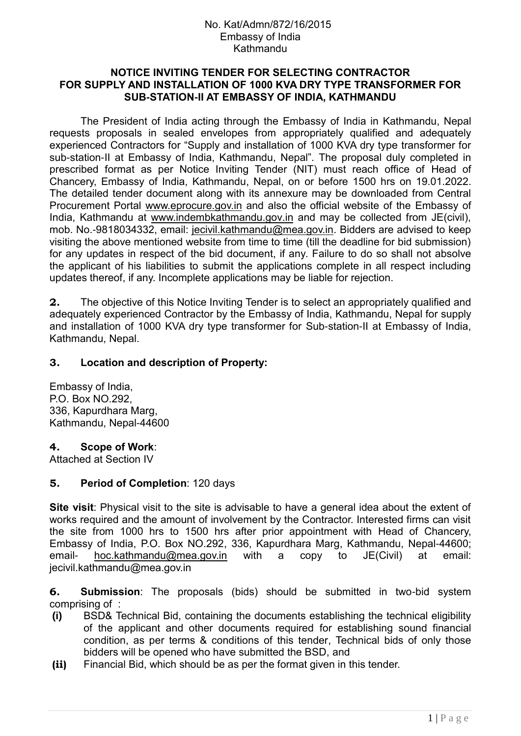No. Kat/Admn/872/16/2015
Embassy of India
Kathmandu

**NOTICE INVITING TENDER FOR SELECTING CONTRACTOR FOR SUPPLY AND INSTALLATION OF 1000 KVA DRY TYPE TRANSFORMER FOR SUB-STATION-II AT EMBASSY OF INDIA, KATHMANDU**

The President of India acting through the Embassy of India in Kathmandu, Nepal requests proposals in sealed envelopes from appropriately qualified and adequately experienced Contractors for "Supply and installation of 1000 KVA dry type transformer for sub-station-II at Embassy of India, Kathmandu, Nepal". The proposal duly completed in prescribed format as per Notice Inviting Tender (NIT) must reach office of Head of Chancery, Embassy of India, Kathmandu, Nepal, on or before 1500 hrs on 19.01.2022. The detailed tender document along with its annexure may be downloaded from Central Procurement Portal www.eprocure.gov.in and also the official website of the Embassy of India, Kathmandu at www.indembkathmandu.gov.in and may be collected from JE(civil), mob. No.-9818034332, email: jecivil.kathmandu@mea.gov.in. Bidders are advised to keep visiting the above mentioned website from time to time (till the deadline for bid submission) for any updates in respect of the bid document, if any. Failure to do so shall not absolve the applicant of his liabilities to submit the applications complete in all respect including updates thereof, if any. Incomplete applications may be liable for rejection.

**2.** The objective of this Notice Inviting Tender is to select an appropriately qualified and adequately experienced Contractor by the Embassy of India, Kathmandu, Nepal for supply and installation of 1000 KVA dry type transformer for Sub-station-II at Embassy of India, Kathmandu, Nepal.

**3. Location and description of Property:**

Embassy of India,
P.O. Box NO.292,
336, Kapurdhara Marg,
Kathmandu, Nepal-44600

**4. Scope of Work**:
Attached at Section IV

**5. Period of Completion**: 120 days

**Site visit**: Physical visit to the site is advisable to have a general idea about the extent of works required and the amount of involvement by the Contractor. Interested firms can visit the site from 1000 hrs to 1500 hrs after prior appointment with Head of Chancery, Embassy of India, P.O. Box NO.292, 336, Kapurdhara Marg, Kathmandu, Nepal-44600; email- hoc.kathmandu@mea.gov.in with a copy to JE(Civil) at email: jecivil.kathmandu@mea.gov.in

**6. Submission**: The proposals (bids) should be submitted in two-bid system comprising of :

- **(i)** BSD& Technical Bid, containing the documents establishing the technical eligibility of the applicant and other documents required for establishing sound financial condition, as per terms & conditions of this tender, Technical bids of only those bidders will be opened who have submitted the BSD, and
- **(ii)** Financial Bid, which should be as per the format given in this tender.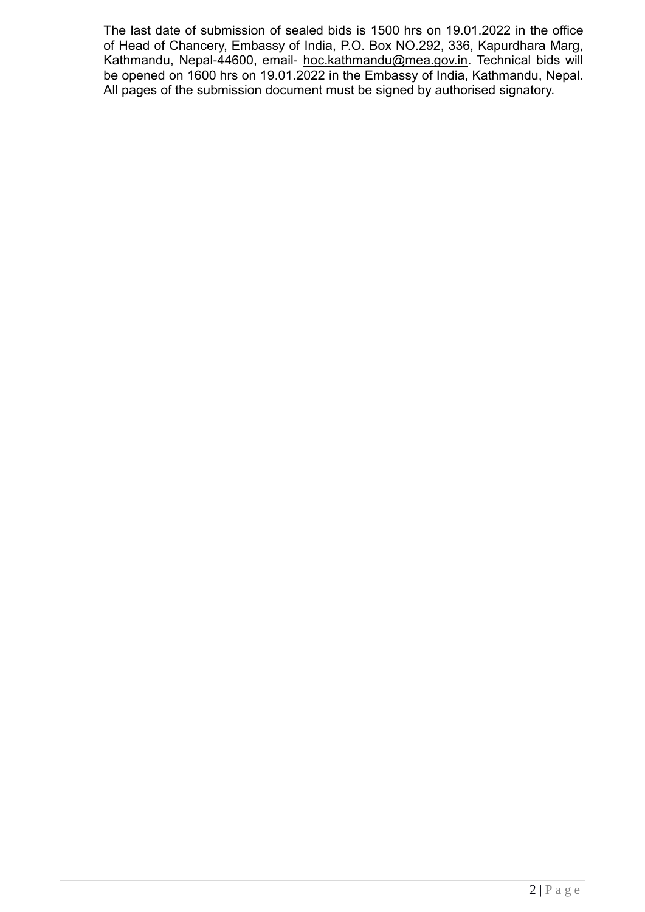The last date of submission of sealed bids is 1500 hrs on 19.01.2022 in the office of Head of Chancery, Embassy of India, P.O. Box NO.292, 336, Kapurdhara Marg, Kathmandu, Nepal-44600, email- hoc.kathmandu@mea.gov.in. Technical bids will be opened on 1600 hrs on 19.01.2022 in the Embassy of India, Kathmandu, Nepal. All pages of the submission document must be signed by authorised signatory.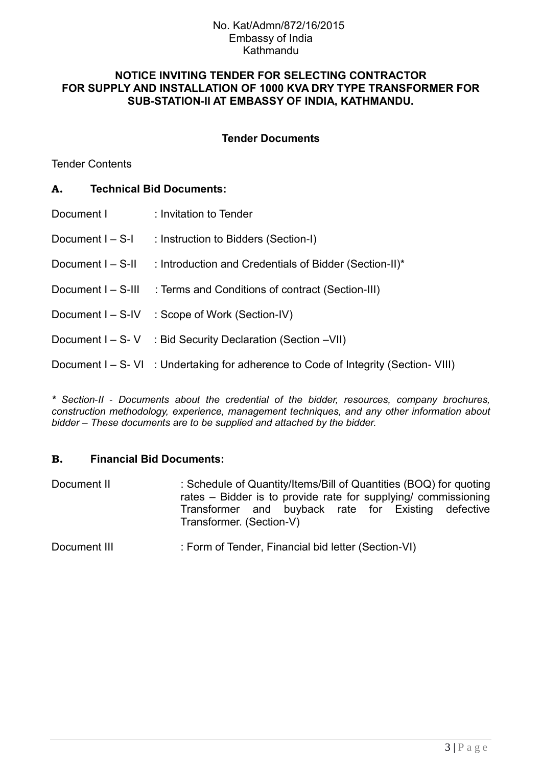No. Kat/Admn/872/16/2015
Embassy of India
Kathmandu

**NOTICE INVITING TENDER FOR SELECTING CONTRACTOR FOR SUPPLY AND INSTALLATION OF 1000 KVA DRY TYPE TRANSFORMER FOR SUB-STATION-II AT EMBASSY OF INDIA, KATHMANDU.**

**Tender Documents**

Tender Contents

## A. Technical Bid Documents:

Document I : Invitation to Tender

Document I – S-I : Instruction to Bidders (Section-I)

Document I – S-II : Introduction and Credentials of Bidder (Section-II)*

Document I – S-III : Terms and Conditions of contract (Section-III)

Document I – S-IV : Scope of Work (Section-IV)

Document I – S- V : Bid Security Declaration (Section –VII)

Document I – S- VI : Undertaking for adherence to Code of Integrity (Section- VIII)

*\* Section-II - Documents about the credential of the bidder, resources, company brochures, construction methodology, experience, management techniques, and any other information about bidder – These documents are to be supplied and attached by the bidder.*

## B. Financial Bid Documents:

Document II : Schedule of Quantity/Items/Bill of Quantities (BOQ) for quoting rates – Bidder is to provide rate for supplying/ commissioning Transformer and buyback rate for Existing defective Transformer. (Section-V)

Document III : Form of Tender, Financial bid letter (Section-VI)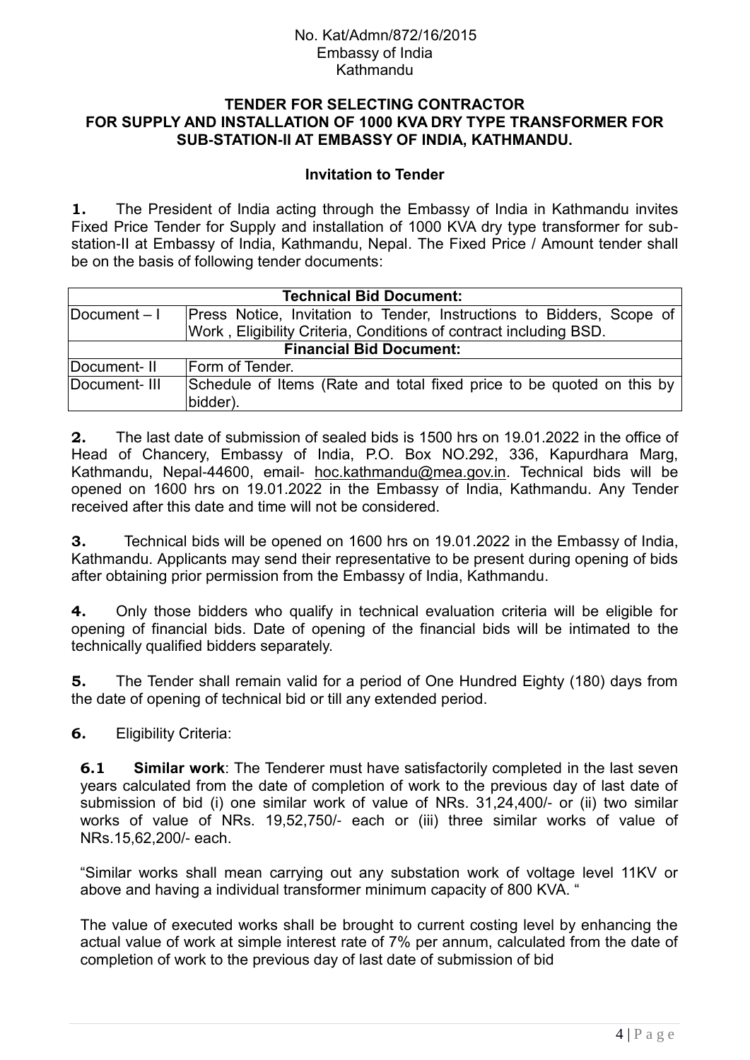No. Kat/Admn/872/16/2015
Embassy of India
Kathmandu

**TENDER FOR SELECTING CONTRACTOR FOR SUPPLY AND INSTALLATION OF 1000 KVA DRY TYPE TRANSFORMER FOR SUB-STATION-II AT EMBASSY OF INDIA, KATHMANDU.**

**Invitation to Tender**

**1.** The President of India acting through the Embassy of India in Kathmandu invites Fixed Price Tender for Supply and installation of 1000 KVA dry type transformer for sub-station-II at Embassy of India, Kathmandu, Nepal. The Fixed Price / Amount tender shall be on the basis of following tender documents:

| **Technical Bid Document:** | |
|---|---|
| Document – I | Press Notice, Invitation to Tender, Instructions to Bidders, Scope of Work , Eligibility Criteria, Conditions of contract including BSD. |
| **Financial Bid Document:** | |
| Document- II | Form of Tender. |
| Document- III | Schedule of Items (Rate and total fixed price to be quoted on this by bidder). |

**2.** The last date of submission of sealed bids is 1500 hrs on 19.01.2022 in the office of Head of Chancery, Embassy of India, P.O. Box NO.292, 336, Kapurdhara Marg, Kathmandu, Nepal-44600, email- hoc.kathmandu@mea.gov.in. Technical bids will be opened on 1600 hrs on 19.01.2022 in the Embassy of India, Kathmandu. Any Tender received after this date and time will not be considered.

**3.** Technical bids will be opened on 1600 hrs on 19.01.2022 in the Embassy of India, Kathmandu. Applicants may send their representative to be present during opening of bids after obtaining prior permission from the Embassy of India, Kathmandu.

**4.** Only those bidders who qualify in technical evaluation criteria will be eligible for opening of financial bids. Date of opening of the financial bids will be intimated to the technically qualified bidders separately.

**5.** The Tender shall remain valid for a period of One Hundred Eighty (180) days from the date of opening of technical bid or till any extended period.

**6.** Eligibility Criteria:

**6.1** **Similar work**: The Tenderer must have satisfactorily completed in the last seven years calculated from the date of completion of work to the previous day of last date of submission of bid (i) one similar work of value of NRs. 31,24,400/- or (ii) two similar works of value of NRs. 19,52,750/- each or (iii) three similar works of value of NRs.15,62,200/- each.

"Similar works shall mean carrying out any substation work of voltage level 11KV or above and having a individual transformer minimum capacity of 800 KVA. "

The value of executed works shall be brought to current costing level by enhancing the actual value of work at simple interest rate of 7% per annum, calculated from the date of completion of work to the previous day of last date of submission of bid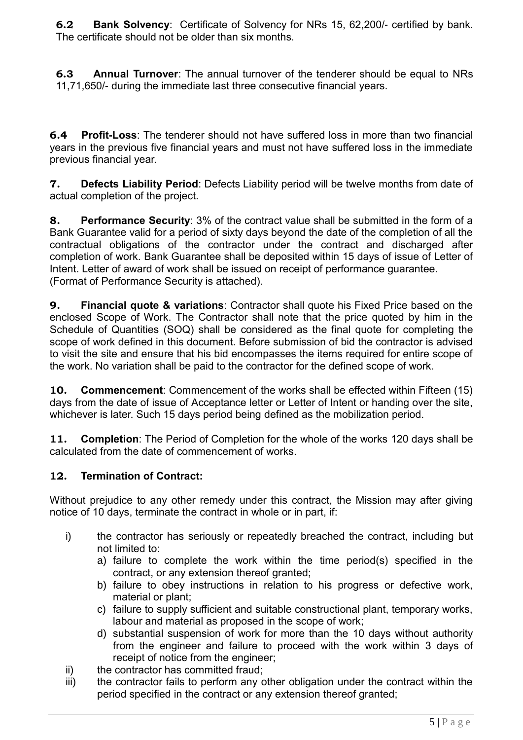**6.2 Bank Solvency**: Certificate of Solvency for NRs 15, 62,200/- certified by bank. The certificate should not be older than six months.

**6.3 Annual Turnover**: The annual turnover of the tenderer should be equal to NRs 11,71,650/- during the immediate last three consecutive financial years.

**6.4 Profit-Loss**: The tenderer should not have suffered loss in more than two financial years in the previous five financial years and must not have suffered loss in the immediate previous financial year.

**7. Defects Liability Period**: Defects Liability period will be twelve months from date of actual completion of the project.

**8. Performance Security**: 3% of the contract value shall be submitted in the form of a Bank Guarantee valid for a period of sixty days beyond the date of the completion of all the contractual obligations of the contractor under the contract and discharged after completion of work. Bank Guarantee shall be deposited within 15 days of issue of Letter of Intent. Letter of award of work shall be issued on receipt of performance guarantee. (Format of Performance Security is attached).

**9. Financial quote & variations**: Contractor shall quote his Fixed Price based on the enclosed Scope of Work. The Contractor shall note that the price quoted by him in the Schedule of Quantities (SOQ) shall be considered as the final quote for completing the scope of work defined in this document. Before submission of bid the contractor is advised to visit the site and ensure that his bid encompasses the items required for entire scope of the work. No variation shall be paid to the contractor for the defined scope of work.

**10. Commencement**: Commencement of the works shall be effected within Fifteen (15) days from the date of issue of Acceptance letter or Letter of Intent or handing over the site, whichever is later. Such 15 days period being defined as the mobilization period.

**11. Completion**: The Period of Completion for the whole of the works 120 days shall be calculated from the date of commencement of works.

**12. Termination of Contract:**

Without prejudice to any other remedy under this contract, the Mission may after giving notice of 10 days, terminate the contract in whole or in part, if:

i) the contractor has seriously or repeatedly breached the contract, including but not limited to:
   a) failure to complete the work within the time period(s) specified in the contract, or any extension thereof granted;
   b) failure to obey instructions in relation to his progress or defective work, material or plant;
   c) failure to supply sufficient and suitable constructional plant, temporary works, labour and material as proposed in the scope of work;
   d) substantial suspension of work for more than the 10 days without authority from the engineer and failure to proceed with the work within 3 days of receipt of notice from the engineer;

ii) the contractor has committed fraud;

iii) the contractor fails to perform any other obligation under the contract within the period specified in the contract or any extension thereof granted;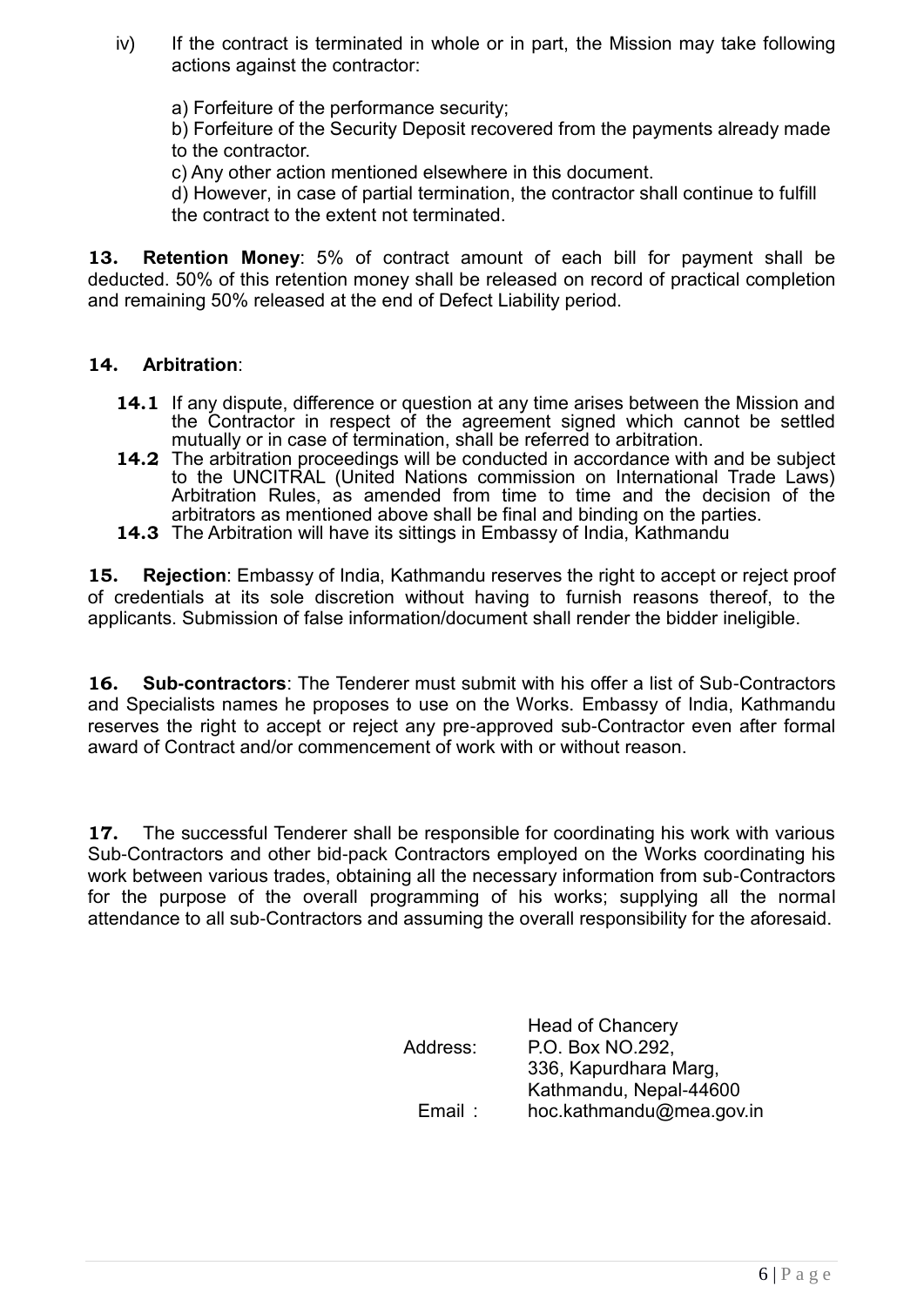iv) If the contract is terminated in whole or in part, the Mission may take following actions against the contractor:

a) Forfeiture of the performance security;

b) Forfeiture of the Security Deposit recovered from the payments already made to the contractor.

c) Any other action mentioned elsewhere in this document.

d) However, in case of partial termination, the contractor shall continue to fulfill the contract to the extent not terminated.

**13. Retention Money**: 5% of contract amount of each bill for payment shall be deducted. 50% of this retention money shall be released on record of practical completion and remaining 50% released at the end of Defect Liability period.

**14. Arbitration**:

**14.1** If any dispute, difference or question at any time arises between the Mission and the Contractor in respect of the agreement signed which cannot be settled mutually or in case of termination, shall be referred to arbitration.

**14.2** The arbitration proceedings will be conducted in accordance with and be subject to the UNCITRAL (United Nations commission on International Trade Laws) Arbitration Rules, as amended from time to time and the decision of the arbitrators as mentioned above shall be final and binding on the parties.

**14.3** The Arbitration will have its sittings in Embassy of India, Kathmandu

**15. Rejection**: Embassy of India, Kathmandu reserves the right to accept or reject proof of credentials at its sole discretion without having to furnish reasons thereof, to the applicants. Submission of false information/document shall render the bidder ineligible.

**16. Sub-contractors**: The Tenderer must submit with his offer a list of Sub-Contractors and Specialists names he proposes to use on the Works. Embassy of India, Kathmandu reserves the right to accept or reject any pre-approved sub-Contractor even after formal award of Contract and/or commencement of work with or without reason.

**17.** The successful Tenderer shall be responsible for coordinating his work with various Sub-Contractors and other bid-pack Contractors employed on the Works coordinating his work between various trades, obtaining all the necessary information from sub-Contractors for the purpose of the overall programming of his works; supplying all the normal attendance to all sub-Contractors and assuming the overall responsibility for the aforesaid.

Address: Head of Chancery
P.O. Box NO.292,
336, Kapurdhara Marg,
Kathmandu, Nepal-44600

Email : hoc.kathmandu@mea.gov.in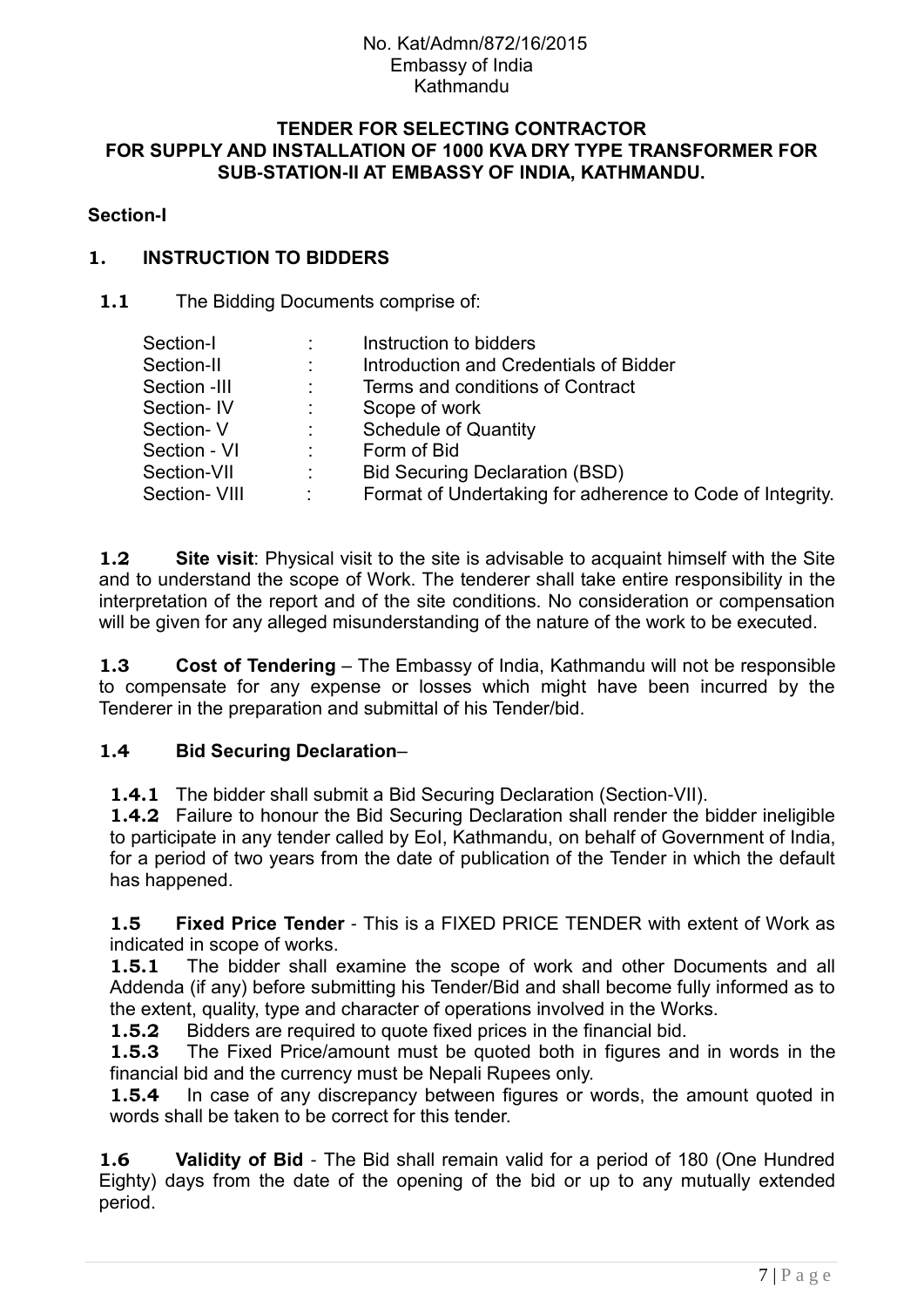No. Kat/Admn/872/16/2015
Embassy of India
Kathmandu

**TENDER FOR SELECTING CONTRACTOR FOR SUPPLY AND INSTALLATION OF 1000 KVA DRY TYPE TRANSFORMER FOR SUB-STATION-II AT EMBASSY OF INDIA, KATHMANDU.**

**Section-I**

## 1. INSTRUCTION TO BIDDERS

**1.1** The Bidding Documents comprise of:

| | | |
|---|---|---|
| Section-I | : | Instruction to bidders |
| Section-II | : | Introduction and Credentials of Bidder |
| Section -III | : | Terms and conditions of Contract |
| Section- IV | : | Scope of work |
| Section- V | : | Schedule of Quantity |
| Section - VI | : | Form of Bid |
| Section-VII | : | Bid Securing Declaration (BSD) |
| Section- VIII | : | Format of Undertaking for adherence to Code of Integrity. |

**1.2 Site visit**: Physical visit to the site is advisable to acquaint himself with the Site and to understand the scope of Work. The tenderer shall take entire responsibility in the interpretation of the report and of the site conditions. No consideration or compensation will be given for any alleged misunderstanding of the nature of the work to be executed.

**1.3 Cost of Tendering** – The Embassy of India, Kathmandu will not be responsible to compensate for any expense or losses which might have been incurred by the Tenderer in the preparation and submittal of his Tender/bid.

**1.4 Bid Securing Declaration**–

**1.4.1** The bidder shall submit a Bid Securing Declaration (Section-VII).

**1.4.2** Failure to honour the Bid Securing Declaration shall render the bidder ineligible to participate in any tender called by EoI, Kathmandu, on behalf of Government of India, for a period of two years from the date of publication of the Tender in which the default has happened.

**1.5 Fixed Price Tender** - This is a FIXED PRICE TENDER with extent of Work as indicated in scope of works.

**1.5.1** The bidder shall examine the scope of work and other Documents and all Addenda (if any) before submitting his Tender/Bid and shall become fully informed as to the extent, quality, type and character of operations involved in the Works.

**1.5.2** Bidders are required to quote fixed prices in the financial bid.

**1.5.3** The Fixed Price/amount must be quoted both in figures and in words in the financial bid and the currency must be Nepali Rupees only.

**1.5.4** In case of any discrepancy between figures or words, the amount quoted in words shall be taken to be correct for this tender.

**1.6 Validity of Bid** - The Bid shall remain valid for a period of 180 (One Hundred Eighty) days from the date of the opening of the bid or up to any mutually extended period.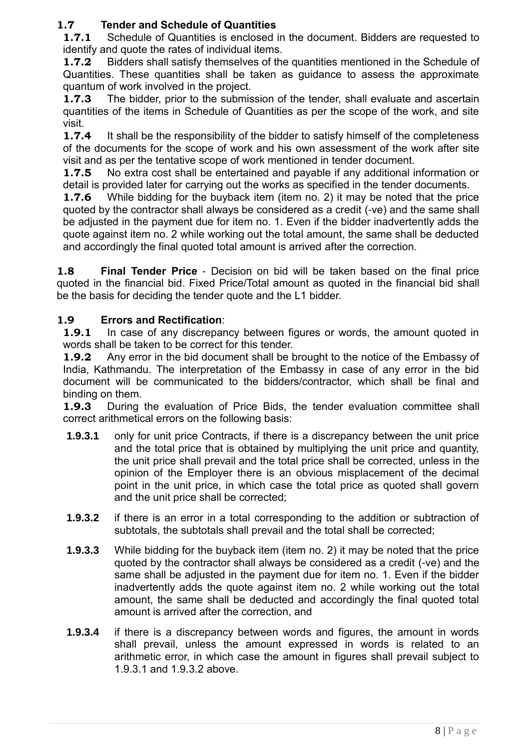## 1.7 Tender and Schedule of Quantities

**1.7.1** Schedule of Quantities is enclosed in the document. Bidders are requested to identify and quote the rates of individual items.

**1.7.2** Bidders shall satisfy themselves of the quantities mentioned in the Schedule of Quantities. These quantities shall be taken as guidance to assess the approximate quantum of work involved in the project.

**1.7.3** The bidder, prior to the submission of the tender, shall evaluate and ascertain quantities of the items in Schedule of Quantities as per the scope of the work, and site visit.

**1.7.4** It shall be the responsibility of the bidder to satisfy himself of the completeness of the documents for the scope of work and his own assessment of the work after site visit and as per the tentative scope of work mentioned in tender document.

**1.7.5** No extra cost shall be entertained and payable if any additional information or detail is provided later for carrying out the works as specified in the tender documents.

**1.7.6** While bidding for the buyback item (item no. 2) it may be noted that the price quoted by the contractor shall always be considered as a credit (-ve) and the same shall be adjusted in the payment due for item no. 1. Even if the bidder inadvertently adds the quote against item no. 2 while working out the total amount, the same shall be deducted and accordingly the final quoted total amount is arrived after the correction.

**1.8 Final Tender Price** - Decision on bid will be taken based on the final price quoted in the financial bid. Fixed Price/Total amount as quoted in the financial bid shall be the basis for deciding the tender quote and the L1 bidder.

## 1.9 Errors and Rectification:

**1.9.1** In case of any discrepancy between figures or words, the amount quoted in words shall be taken to be correct for this tender.

**1.9.2** Any error in the bid document shall be brought to the notice of the Embassy of India, Kathmandu. The interpretation of the Embassy in case of any error in the bid document will be communicated to the bidders/contractor, which shall be final and binding on them.

**1.9.3** During the evaluation of Price Bids, the tender evaluation committee shall correct arithmetical errors on the following basis:

**1.9.3.1** only for unit price Contracts, if there is a discrepancy between the unit price and the total price that is obtained by multiplying the unit price and quantity, the unit price shall prevail and the total price shall be corrected, unless in the opinion of the Employer there is an obvious misplacement of the decimal point in the unit price, in which case the total price as quoted shall govern and the unit price shall be corrected;

**1.9.3.2** if there is an error in a total corresponding to the addition or subtraction of subtotals, the subtotals shall prevail and the total shall be corrected;

**1.9.3.3** While bidding for the buyback item (item no. 2) it may be noted that the price quoted by the contractor shall always be considered as a credit (-ve) and the same shall be adjusted in the payment due for item no. 1. Even if the bidder inadvertently adds the quote against item no. 2 while working out the total amount, the same shall be deducted and accordingly the final quoted total amount is arrived after the correction, and

**1.9.3.4** if there is a discrepancy between words and figures, the amount in words shall prevail, unless the amount expressed in words is related to an arithmetic error, in which case the amount in figures shall prevail subject to 1.9.3.1 and 1.9.3.2 above.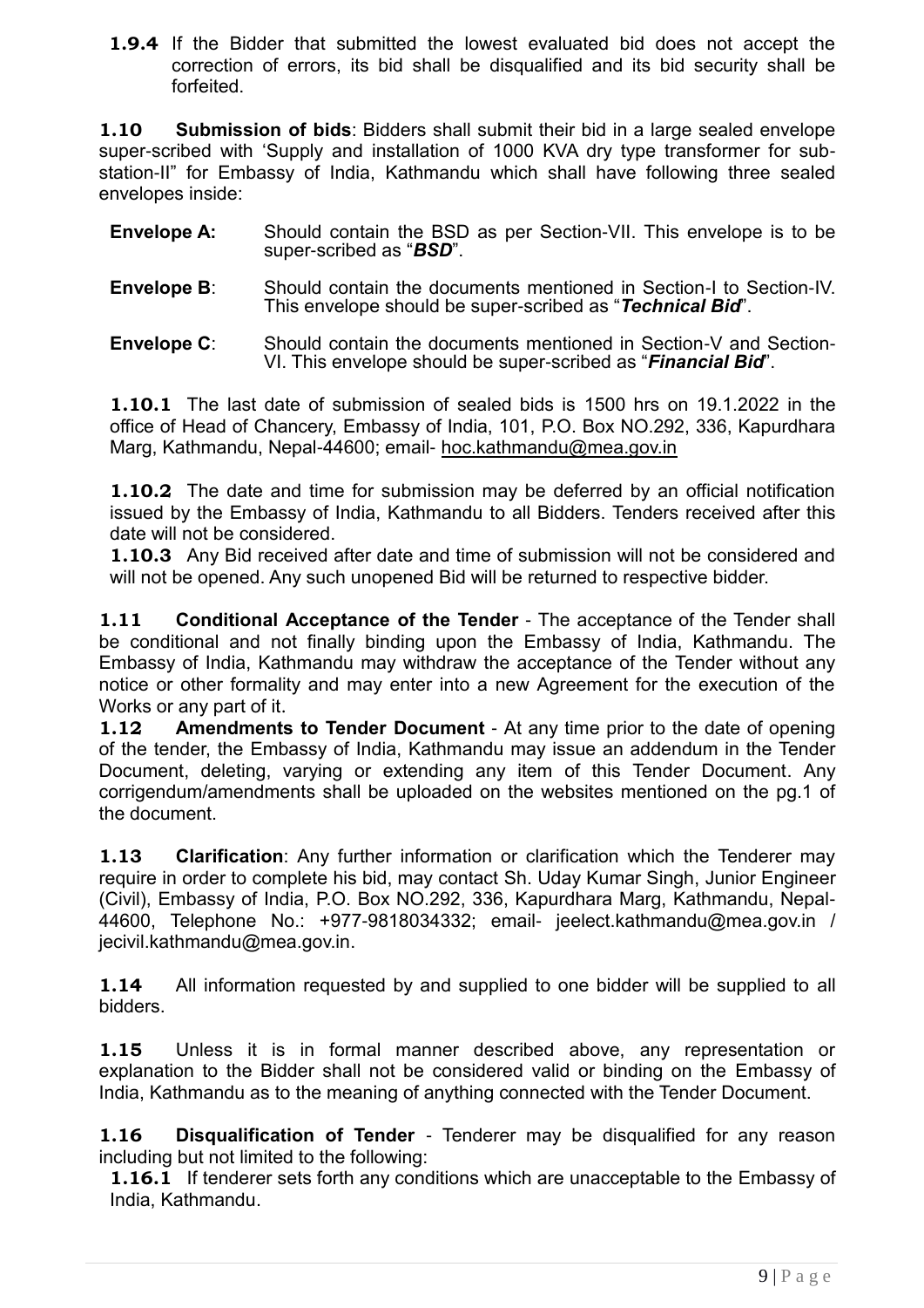**1.9.4** If the Bidder that submitted the lowest evaluated bid does not accept the correction of errors, its bid shall be disqualified and its bid security shall be forfeited.

**1.10 Submission of bids**: Bidders shall submit their bid in a large sealed envelope super-scribed with 'Supply and installation of 1000 KVA dry type transformer for sub-station-II" for Embassy of India, Kathmandu which shall have following three sealed envelopes inside:

**Envelope A:** Should contain the BSD as per Section-VII. This envelope is to be super-scribed as "***BSD***".

**Envelope B**: Should contain the documents mentioned in Section-I to Section-IV. This envelope should be super-scribed as "***Technical Bid***".

**Envelope C**: Should contain the documents mentioned in Section-V and Section-VI. This envelope should be super-scribed as "***Financial Bid***".

**1.10.1** The last date of submission of sealed bids is 1500 hrs on 19.1.2022 in the office of Head of Chancery, Embassy of India, 101, P.O. Box NO.292, 336, Kapurdhara Marg, Kathmandu, Nepal-44600; email- hoc.kathmandu@mea.gov.in

**1.10.2** The date and time for submission may be deferred by an official notification issued by the Embassy of India, Kathmandu to all Bidders. Tenders received after this date will not be considered.

**1.10.3** Any Bid received after date and time of submission will not be considered and will not be opened. Any such unopened Bid will be returned to respective bidder.

**1.11 Conditional Acceptance of the Tender** - The acceptance of the Tender shall be conditional and not finally binding upon the Embassy of India, Kathmandu. The Embassy of India, Kathmandu may withdraw the acceptance of the Tender without any notice or other formality and may enter into a new Agreement for the execution of the Works or any part of it.

**1.12 Amendments to Tender Document** - At any time prior to the date of opening of the tender, the Embassy of India, Kathmandu may issue an addendum in the Tender Document, deleting, varying or extending any item of this Tender Document. Any corrigendum/amendments shall be uploaded on the websites mentioned on the pg.1 of the document.

**1.13 Clarification**: Any further information or clarification which the Tenderer may require in order to complete his bid, may contact Sh. Uday Kumar Singh, Junior Engineer (Civil), Embassy of India, P.O. Box NO.292, 336, Kapurdhara Marg, Kathmandu, Nepal-44600, Telephone No.: +977-9818034332; email- jeelect.kathmandu@mea.gov.in / jecivil.kathmandu@mea.gov.in.

**1.14** All information requested by and supplied to one bidder will be supplied to all bidders.

**1.15** Unless it is in formal manner described above, any representation or explanation to the Bidder shall not be considered valid or binding on the Embassy of India, Kathmandu as to the meaning of anything connected with the Tender Document.

**1.16 Disqualification of Tender** - Tenderer may be disqualified for any reason including but not limited to the following:

**1.16.1** If tenderer sets forth any conditions which are unacceptable to the Embassy of India, Kathmandu.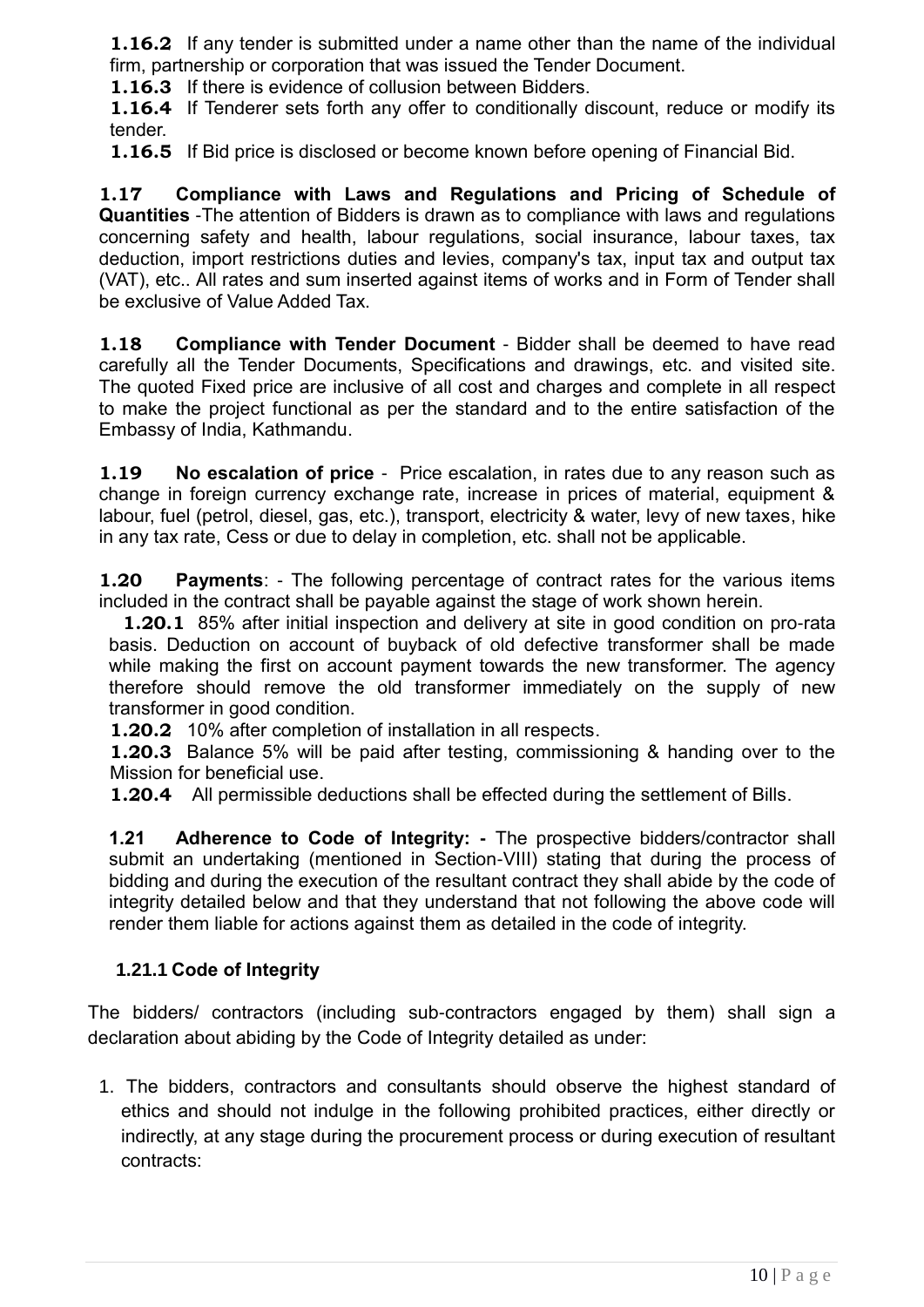**1.16.2** If any tender is submitted under a name other than the name of the individual firm, partnership or corporation that was issued the Tender Document.

**1.16.3** If there is evidence of collusion between Bidders.

**1.16.4** If Tenderer sets forth any offer to conditionally discount, reduce or modify its tender.

**1.16.5** If Bid price is disclosed or become known before opening of Financial Bid.

**1.17 Compliance with Laws and Regulations and Pricing of Schedule of Quantities** -The attention of Bidders is drawn as to compliance with laws and regulations concerning safety and health, labour regulations, social insurance, labour taxes, tax deduction, import restrictions duties and levies, company's tax, input tax and output tax (VAT), etc.. All rates and sum inserted against items of works and in Form of Tender shall be exclusive of Value Added Tax.

**1.18 Compliance with Tender Document** - Bidder shall be deemed to have read carefully all the Tender Documents, Specifications and drawings, etc. and visited site. The quoted Fixed price are inclusive of all cost and charges and complete in all respect to make the project functional as per the standard and to the entire satisfaction of the Embassy of India, Kathmandu.

**1.19 No escalation of price** - Price escalation, in rates due to any reason such as change in foreign currency exchange rate, increase in prices of material, equipment & labour, fuel (petrol, diesel, gas, etc.), transport, electricity & water, levy of new taxes, hike in any tax rate, Cess or due to delay in completion, etc. shall not be applicable.

**1.20 Payments**: - The following percentage of contract rates for the various items included in the contract shall be payable against the stage of work shown herein.

**1.20.1** 85% after initial inspection and delivery at site in good condition on pro-rata basis. Deduction on account of buyback of old defective transformer shall be made while making the first on account payment towards the new transformer. The agency therefore should remove the old transformer immediately on the supply of new transformer in good condition.

**1.20.2** 10% after completion of installation in all respects.

**1.20.3** Balance 5% will be paid after testing, commissioning & handing over to the Mission for beneficial use.

**1.20.4** All permissible deductions shall be effected during the settlement of Bills.

**1.21 Adherence to Code of Integrity: -** The prospective bidders/contractor shall submit an undertaking (mentioned in Section-VIII) stating that during the process of bidding and during the execution of the resultant contract they shall abide by the code of integrity detailed below and that they understand that not following the above code will render them liable for actions against them as detailed in the code of integrity.

**1.21.1 Code of Integrity**

The bidders/ contractors (including sub-contractors engaged by them) shall sign a declaration about abiding by the Code of Integrity detailed as under:

1. The bidders, contractors and consultants should observe the highest standard of ethics and should not indulge in the following prohibited practices, either directly or indirectly, at any stage during the procurement process or during execution of resultant contracts: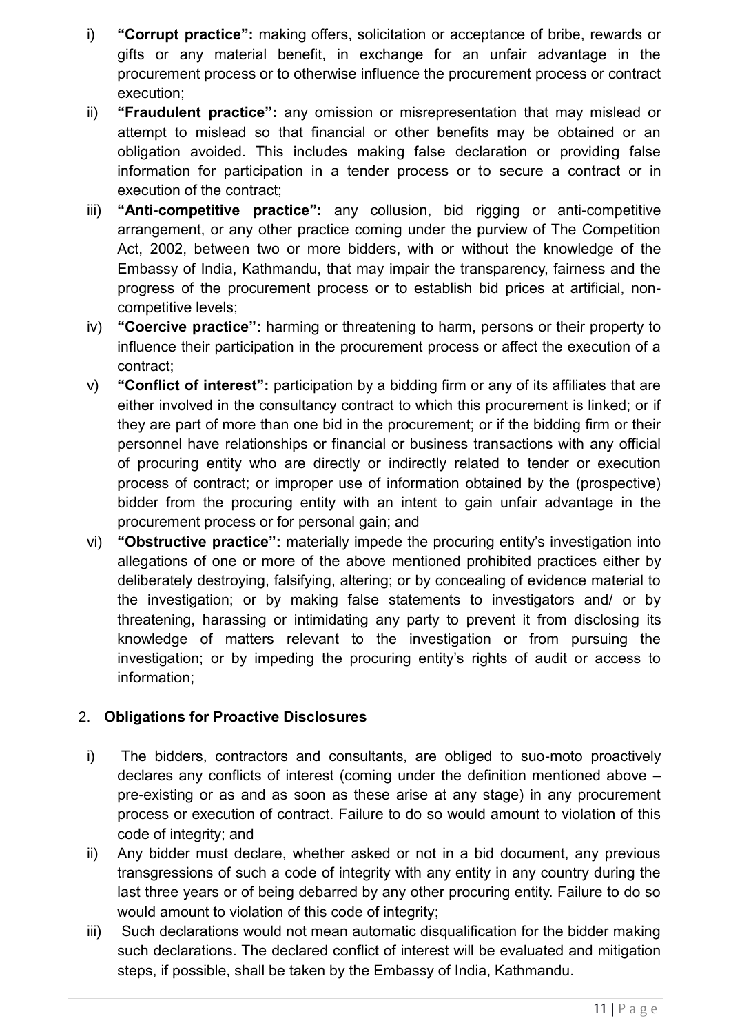i) **"Corrupt practice":** making offers, solicitation or acceptance of bribe, rewards or gifts or any material benefit, in exchange for an unfair advantage in the procurement process or to otherwise influence the procurement process or contract execution;

ii) **"Fraudulent practice":** any omission or misrepresentation that may mislead or attempt to mislead so that financial or other benefits may be obtained or an obligation avoided. This includes making false declaration or providing false information for participation in a tender process or to secure a contract or in execution of the contract;

iii) **"Anti-competitive practice":** any collusion, bid rigging or anti-competitive arrangement, or any other practice coming under the purview of The Competition Act, 2002, between two or more bidders, with or without the knowledge of the Embassy of India, Kathmandu, that may impair the transparency, fairness and the progress of the procurement process or to establish bid prices at artificial, non-competitive levels;

iv) **"Coercive practice":** harming or threatening to harm, persons or their property to influence their participation in the procurement process or affect the execution of a contract;

v) **"Conflict of interest":** participation by a bidding firm or any of its affiliates that are either involved in the consultancy contract to which this procurement is linked; or if they are part of more than one bid in the procurement; or if the bidding firm or their personnel have relationships or financial or business transactions with any official of procuring entity who are directly or indirectly related to tender or execution process of contract; or improper use of information obtained by the (prospective) bidder from the procuring entity with an intent to gain unfair advantage in the procurement process or for personal gain; and

vi) **"Obstructive practice":** materially impede the procuring entity's investigation into allegations of one or more of the above mentioned prohibited practices either by deliberately destroying, falsifying, altering; or by concealing of evidence material to the investigation; or by making false statements to investigators and/ or by threatening, harassing or intimidating any party to prevent it from disclosing its knowledge of matters relevant to the investigation or from pursuing the investigation; or by impeding the procuring entity's rights of audit or access to information;

2. **Obligations for Proactive Disclosures**

i) The bidders, contractors and consultants, are obliged to suo-moto proactively declares any conflicts of interest (coming under the definition mentioned above – pre-existing or as and as soon as these arise at any stage) in any procurement process or execution of contract. Failure to do so would amount to violation of this code of integrity; and

ii) Any bidder must declare, whether asked or not in a bid document, any previous transgressions of such a code of integrity with any entity in any country during the last three years or of being debarred by any other procuring entity. Failure to do so would amount to violation of this code of integrity;

iii) Such declarations would not mean automatic disqualification for the bidder making such declarations. The declared conflict of interest will be evaluated and mitigation steps, if possible, shall be taken by the Embassy of India, Kathmandu.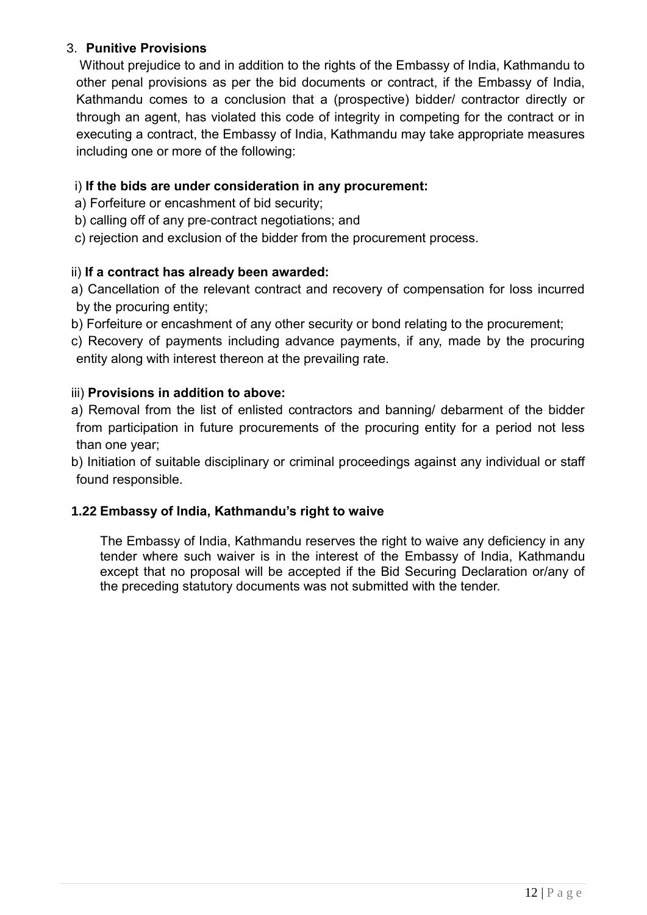3. **Punitive Provisions**

Without prejudice to and in addition to the rights of the Embassy of India, Kathmandu to other penal provisions as per the bid documents or contract, if the Embassy of India, Kathmandu comes to a conclusion that a (prospective) bidder/ contractor directly or through an agent, has violated this code of integrity in competing for the contract or in executing a contract, the Embassy of India, Kathmandu may take appropriate measures including one or more of the following:

i) **If the bids are under consideration in any procurement:**

a) Forfeiture or encashment of bid security;

b) calling off of any pre-contract negotiations; and

c) rejection and exclusion of the bidder from the procurement process.

ii) **If a contract has already been awarded:**

a) Cancellation of the relevant contract and recovery of compensation for loss incurred by the procuring entity;

b) Forfeiture or encashment of any other security or bond relating to the procurement;

c) Recovery of payments including advance payments, if any, made by the procuring entity along with interest thereon at the prevailing rate.

iii) **Provisions in addition to above:**

a) Removal from the list of enlisted contractors and banning/ debarment of the bidder from participation in future procurements of the procuring entity for a period not less than one year;

b) Initiation of suitable disciplinary or criminal proceedings against any individual or staff found responsible.

**1.22 Embassy of India, Kathmandu's right to waive**

The Embassy of India, Kathmandu reserves the right to waive any deficiency in any tender where such waiver is in the interest of the Embassy of India, Kathmandu except that no proposal will be accepted if the Bid Securing Declaration or/any of the preceding statutory documents was not submitted with the tender.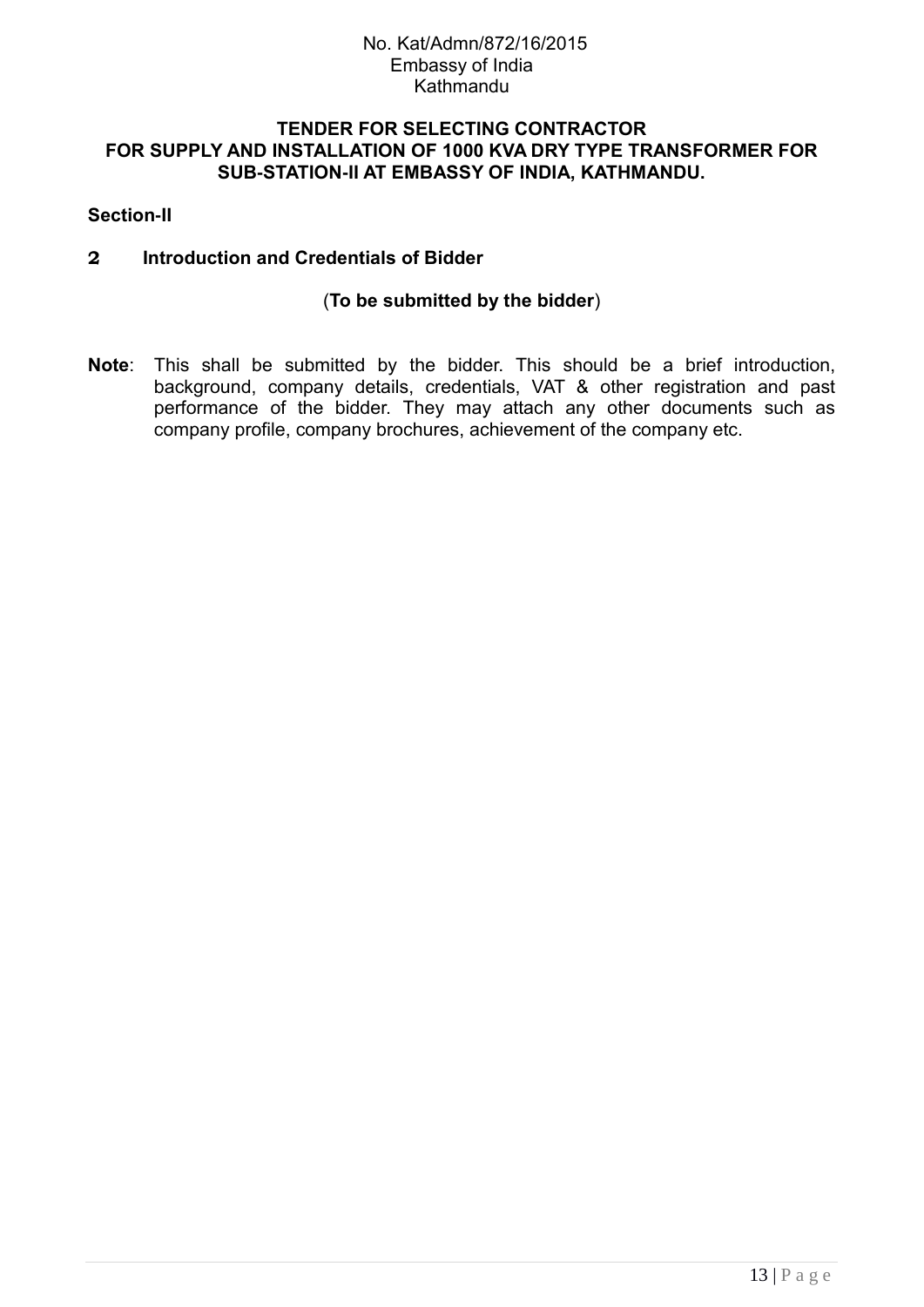No. Kat/Admn/872/16/2015
Embassy of India
Kathmandu

**TENDER FOR SELECTING CONTRACTOR FOR SUPPLY AND INSTALLATION OF 1000 KVA DRY TYPE TRANSFORMER FOR SUB-STATION-II AT EMBASSY OF INDIA, KATHMANDU.**

## Section-II

### 2 Introduction and Credentials of Bidder

(**To be submitted by the bidder**)

**Note**: This shall be submitted by the bidder. This should be a brief introduction, background, company details, credentials, VAT & other registration and past performance of the bidder. They may attach any other documents such as company profile, company brochures, achievement of the company etc.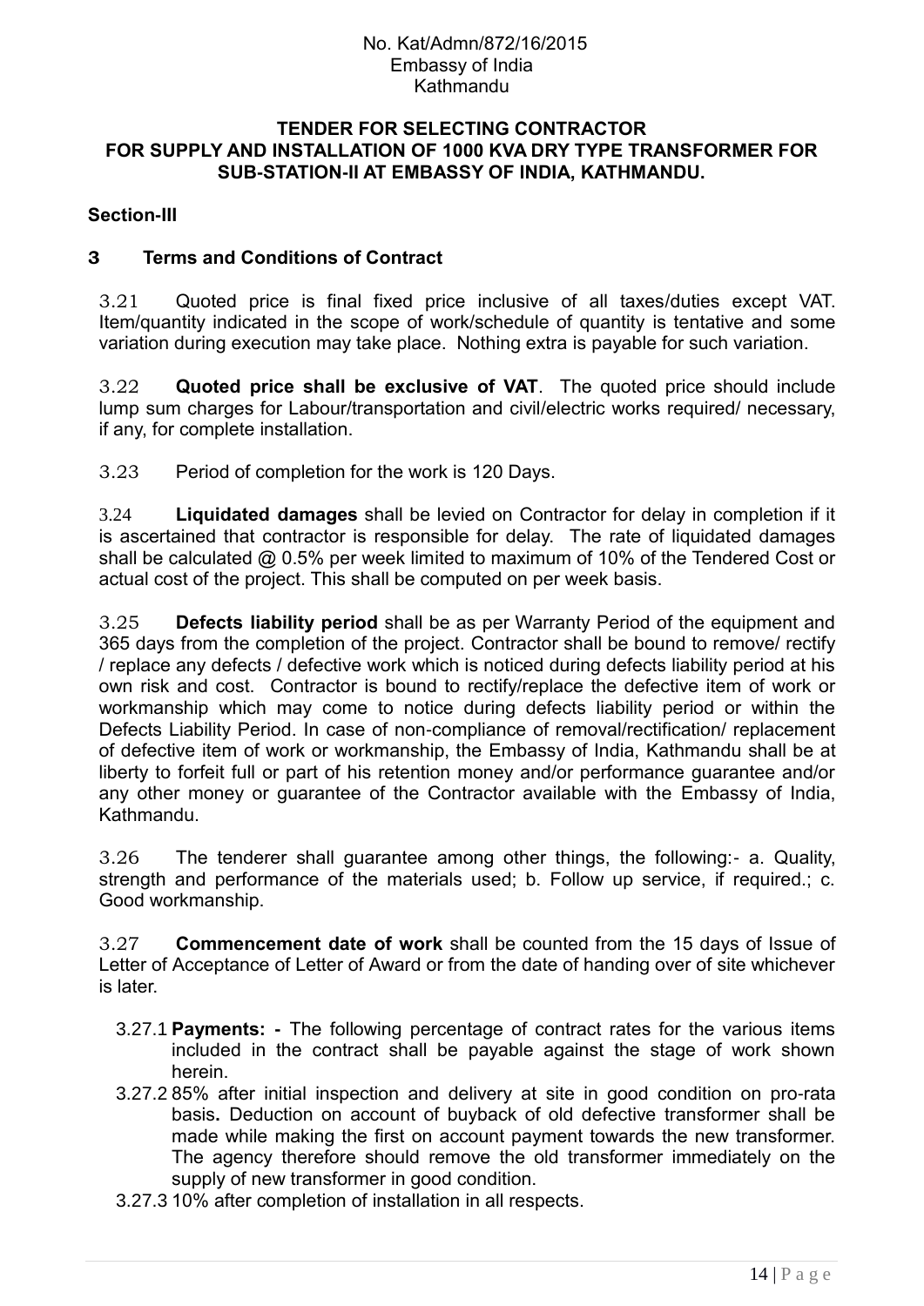No. Kat/Admn/872/16/2015
Embassy of India
Kathmandu

**TENDER FOR SELECTING CONTRACTOR FOR SUPPLY AND INSTALLATION OF 1000 KVA DRY TYPE TRANSFORMER FOR SUB-STATION-II AT EMBASSY OF INDIA, KATHMANDU.**

## Section-III

### 3 Terms and Conditions of Contract

3.21 Quoted price is final fixed price inclusive of all taxes/duties except VAT. Item/quantity indicated in the scope of work/schedule of quantity is tentative and some variation during execution may take place. Nothing extra is payable for such variation.

3.22 **Quoted price shall be exclusive of VAT**. The quoted price should include lump sum charges for Labour/transportation and civil/electric works required/ necessary, if any, for complete installation.

3.23 Period of completion for the work is 120 Days.

3.24 **Liquidated damages** shall be levied on Contractor for delay in completion if it is ascertained that contractor is responsible for delay. The rate of liquidated damages shall be calculated @ 0.5% per week limited to maximum of 10% of the Tendered Cost or actual cost of the project. This shall be computed on per week basis.

3.25 **Defects liability period** shall be as per Warranty Period of the equipment and 365 days from the completion of the project. Contractor shall be bound to remove/ rectify / replace any defects / defective work which is noticed during defects liability period at his own risk and cost. Contractor is bound to rectify/replace the defective item of work or workmanship which may come to notice during defects liability period or within the Defects Liability Period. In case of non-compliance of removal/rectification/ replacement of defective item of work or workmanship, the Embassy of India, Kathmandu shall be at liberty to forfeit full or part of his retention money and/or performance guarantee and/or any other money or guarantee of the Contractor available with the Embassy of India, Kathmandu.

3.26 The tenderer shall guarantee among other things, the following:- a. Quality, strength and performance of the materials used; b. Follow up service, if required.; c. Good workmanship.

3.27 **Commencement date of work** shall be counted from the 15 days of Issue of Letter of Acceptance of Letter of Award or from the date of handing over of site whichever is later.

- 3.27.1 **Payments: -** The following percentage of contract rates for the various items included in the contract shall be payable against the stage of work shown herein.
- 3.27.2 85% after initial inspection and delivery at site in good condition on pro-rata basis**.** Deduction on account of buyback of old defective transformer shall be made while making the first on account payment towards the new transformer. The agency therefore should remove the old transformer immediately on the supply of new transformer in good condition.
- 3.27.3 10% after completion of installation in all respects.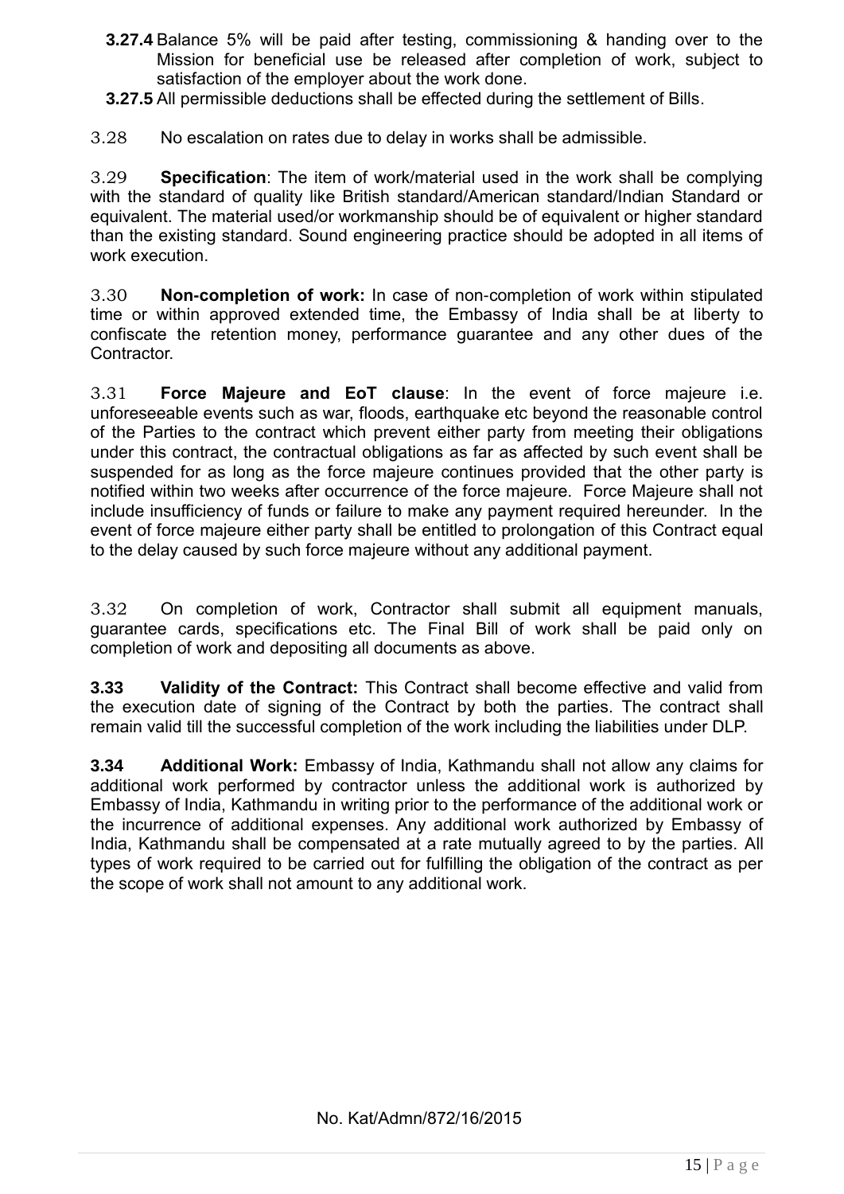**3.27.4** Balance 5% will be paid after testing, commissioning & handing over to the Mission for beneficial use be released after completion of work, subject to satisfaction of the employer about the work done.

**3.27.5** All permissible deductions shall be effected during the settlement of Bills.

3.28 No escalation on rates due to delay in works shall be admissible.

3.29 **Specification**: The item of work/material used in the work shall be complying with the standard of quality like British standard/American standard/Indian Standard or equivalent. The material used/or workmanship should be of equivalent or higher standard than the existing standard. Sound engineering practice should be adopted in all items of work execution.

3.30 **Non-completion of work:** In case of non-completion of work within stipulated time or within approved extended time, the Embassy of India shall be at liberty to confiscate the retention money, performance guarantee and any other dues of the Contractor.

3.31 **Force Majeure and EoT clause**: In the event of force majeure i.e. unforeseeable events such as war, floods, earthquake etc beyond the reasonable control of the Parties to the contract which prevent either party from meeting their obligations under this contract, the contractual obligations as far as affected by such event shall be suspended for as long as the force majeure continues provided that the other party is notified within two weeks after occurrence of the force majeure. Force Majeure shall not include insufficiency of funds or failure to make any payment required hereunder. In the event of force majeure either party shall be entitled to prolongation of this Contract equal to the delay caused by such force majeure without any additional payment.

3.32 On completion of work, Contractor shall submit all equipment manuals, guarantee cards, specifications etc. The Final Bill of work shall be paid only on completion of work and depositing all documents as above.

**3.33 Validity of the Contract:** This Contract shall become effective and valid from the execution date of signing of the Contract by both the parties. The contract shall remain valid till the successful completion of the work including the liabilities under DLP.

**3.34 Additional Work:** Embassy of India, Kathmandu shall not allow any claims for additional work performed by contractor unless the additional work is authorized by Embassy of India, Kathmandu in writing prior to the performance of the additional work or the incurrence of additional expenses. Any additional work authorized by Embassy of India, Kathmandu shall be compensated at a rate mutually agreed to by the parties. All types of work required to be carried out for fulfilling the obligation of the contract as per the scope of work shall not amount to any additional work.

No. Kat/Admn/872/16/2015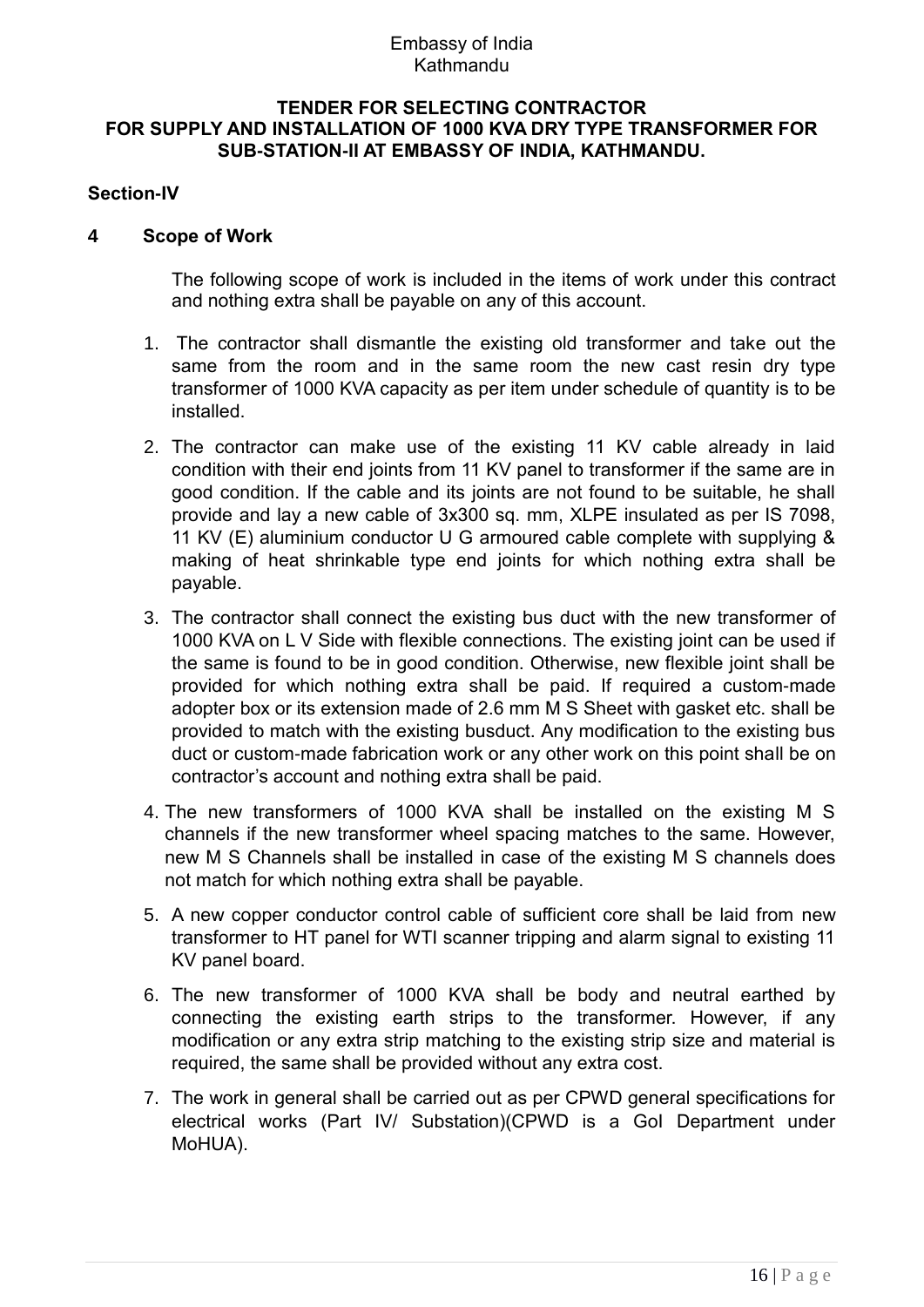Embassy of India
Kathmandu

**TENDER FOR SELECTING CONTRACTOR FOR SUPPLY AND INSTALLATION OF 1000 KVA DRY TYPE TRANSFORMER FOR SUB-STATION-II AT EMBASSY OF INDIA, KATHMANDU.**

## Section-IV

### 4 Scope of Work

The following scope of work is included in the items of work under this contract and nothing extra shall be payable on any of this account.

1. The contractor shall dismantle the existing old transformer and take out the same from the room and in the same room the new cast resin dry type transformer of 1000 KVA capacity as per item under schedule of quantity is to be installed.

2. The contractor can make use of the existing 11 KV cable already in laid condition with their end joints from 11 KV panel to transformer if the same are in good condition. If the cable and its joints are not found to be suitable, he shall provide and lay a new cable of 3x300 sq. mm, XLPE insulated as per IS 7098, 11 KV (E) aluminium conductor U G armoured cable complete with supplying & making of heat shrinkable type end joints for which nothing extra shall be payable.

3. The contractor shall connect the existing bus duct with the new transformer of 1000 KVA on L V Side with flexible connections. The existing joint can be used if the same is found to be in good condition. Otherwise, new flexible joint shall be provided for which nothing extra shall be paid. If required a custom-made adopter box or its extension made of 2.6 mm M S Sheet with gasket etc. shall be provided to match with the existing busduct. Any modification to the existing bus duct or custom-made fabrication work or any other work on this point shall be on contractor's account and nothing extra shall be paid.

4. The new transformers of 1000 KVA shall be installed on the existing M S channels if the new transformer wheel spacing matches to the same. However, new M S Channels shall be installed in case of the existing M S channels does not match for which nothing extra shall be payable.

5. A new copper conductor control cable of sufficient core shall be laid from new transformer to HT panel for WTI scanner tripping and alarm signal to existing 11 KV panel board.

6. The new transformer of 1000 KVA shall be body and neutral earthed by connecting the existing earth strips to the transformer. However, if any modification or any extra strip matching to the existing strip size and material is required, the same shall be provided without any extra cost.

7. The work in general shall be carried out as per CPWD general specifications for electrical works (Part IV/ Substation)(CPWD is a GoI Department under MoHUA).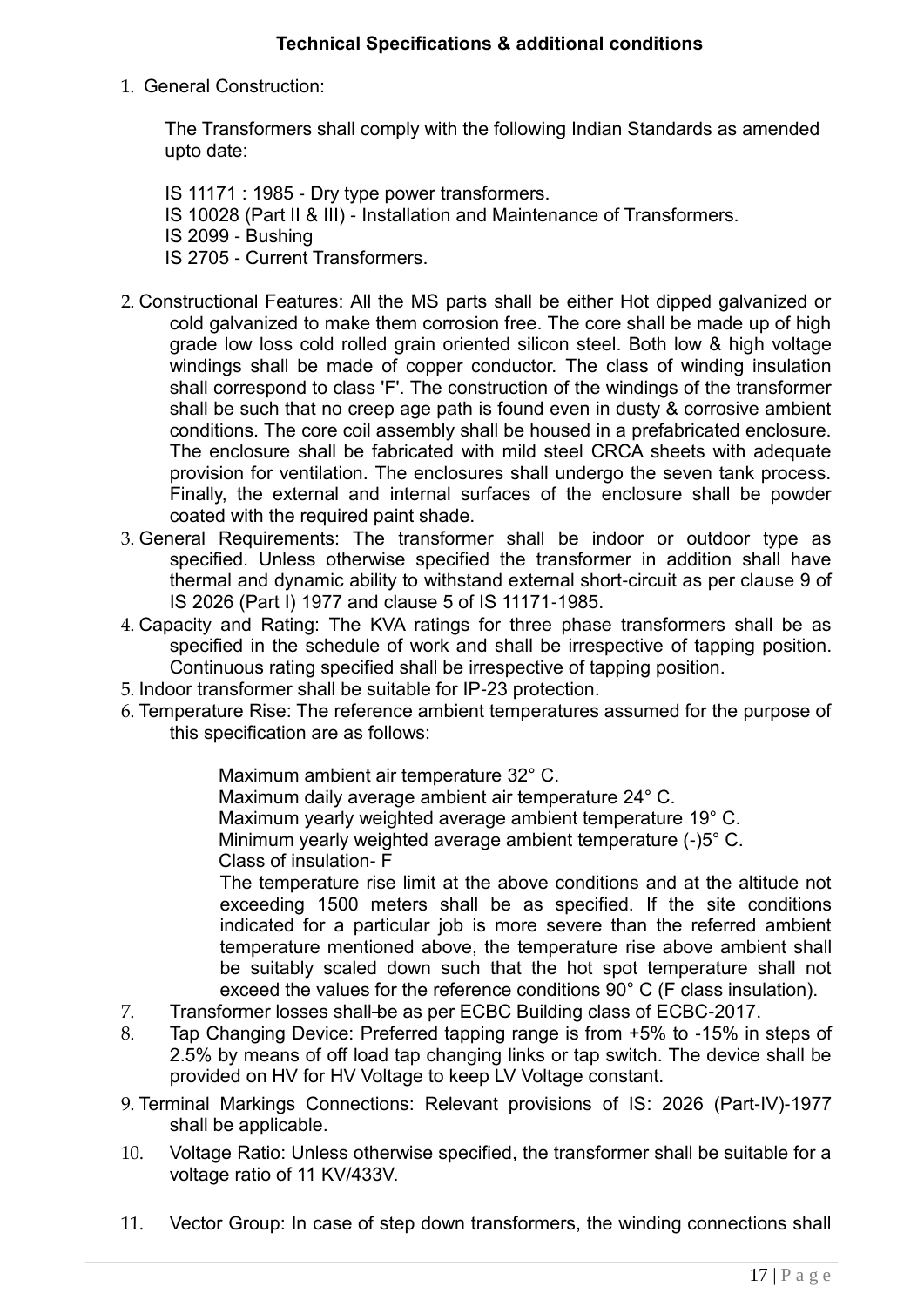**Technical Specifications & additional conditions**

1. General Construction:

   The Transformers shall comply with the following Indian Standards as amended upto date:

   IS 11171 : 1985 - Dry type power transformers.
   IS 10028 (Part II & III) - Installation and Maintenance of Transformers.
   IS 2099 - Bushing
   IS 2705 - Current Transformers.

2. Constructional Features: All the MS parts shall be either Hot dipped galvanized or cold galvanized to make them corrosion free. The core shall be made up of high grade low loss cold rolled grain oriented silicon steel. Both low & high voltage windings shall be made of copper conductor. The class of winding insulation shall correspond to class 'F'. The construction of the windings of the transformer shall be such that no creep age path is found even in dusty & corrosive ambient conditions. The core coil assembly shall be housed in a prefabricated enclosure. The enclosure shall be fabricated with mild steel CRCA sheets with adequate provision for ventilation. The enclosures shall undergo the seven tank process. Finally, the external and internal surfaces of the enclosure shall be powder coated with the required paint shade.
3. General Requirements: The transformer shall be indoor or outdoor type as specified. Unless otherwise specified the transformer in addition shall have thermal and dynamic ability to withstand external short-circuit as per clause 9 of IS 2026 (Part I) 1977 and clause 5 of IS 11171-1985.
4. Capacity and Rating: The KVA ratings for three phase transformers shall be as specified in the schedule of work and shall be irrespective of tapping position. Continuous rating specified shall be irrespective of tapping position.
5. Indoor transformer shall be suitable for IP-23 protection.
6. Temperature Rise: The reference ambient temperatures assumed for the purpose of this specification are as follows:

   Maximum ambient air temperature 32° C.
   Maximum daily average ambient air temperature 24° C.
   Maximum yearly weighted average ambient temperature 19° C.
   Minimum yearly weighted average ambient temperature (-)5° C.
   Class of insulation- F

   The temperature rise limit at the above conditions and at the altitude not exceeding 1500 meters shall be as specified. If the site conditions indicated for a particular job is more severe than the referred ambient temperature mentioned above, the temperature rise above ambient shall be suitably scaled down such that the hot spot temperature shall not exceed the values for the reference conditions 90° C (F class insulation).
7. Transformer losses shall be as per ECBC Building class of ECBC-2017.
8. Tap Changing Device: Preferred tapping range is from +5% to -15% in steps of 2.5% by means of off load tap changing links or tap switch. The device shall be provided on HV for HV Voltage to keep LV Voltage constant.
9. Terminal Markings Connections: Relevant provisions of IS: 2026 (Part-IV)-1977 shall be applicable.
10. Voltage Ratio: Unless otherwise specified, the transformer shall be suitable for a voltage ratio of 11 KV/433V.
11. Vector Group: In case of step down transformers, the winding connections shall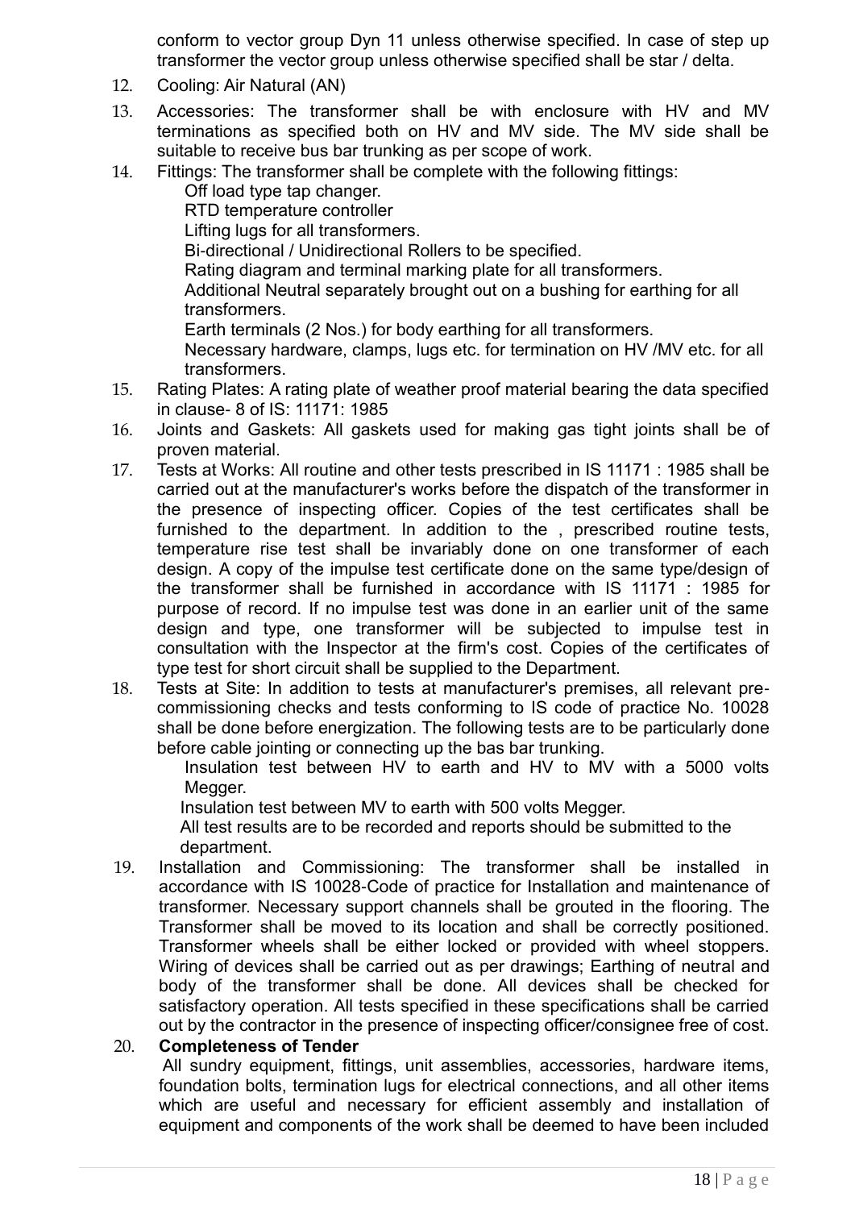conform to vector group Dyn 11 unless otherwise specified. In case of step up transformer the vector group unless otherwise specified shall be star / delta.

12. Cooling: Air Natural (AN)
13. Accessories: The transformer shall be with enclosure with HV and MV terminations as specified both on HV and MV side. The MV side shall be suitable to receive bus bar trunking as per scope of work.
14. Fittings: The transformer shall be complete with the following fittings:
    - Off load type tap changer.
    - RTD temperature controller
    - Lifting lugs for all transformers.
    - Bi-directional / Unidirectional Rollers to be specified.
    - Rating diagram and terminal marking plate for all transformers.
    - Additional Neutral separately brought out on a bushing for earthing for all transformers.
    - Earth terminals (2 Nos.) for body earthing for all transformers.
    - Necessary hardware, clamps, lugs etc. for termination on HV /MV etc. for all transformers.
15. Rating Plates: A rating plate of weather proof material bearing the data specified in clause- 8 of IS: 11171: 1985
16. Joints and Gaskets: All gaskets used for making gas tight joints shall be of proven material.
17. Tests at Works: All routine and other tests prescribed in IS 11171 : 1985 shall be carried out at the manufacturer's works before the dispatch of the transformer in the presence of inspecting officer. Copies of the test certificates shall be furnished to the department. In addition to the , prescribed routine tests, temperature rise test shall be invariably done on one transformer of each design. A copy of the impulse test certificate done on the same type/design of the transformer shall be furnished in accordance with IS 11171 : 1985 for purpose of record. If no impulse test was done in an earlier unit of the same design and type, one transformer will be subjected to impulse test in consultation with the Inspector at the firm's cost. Copies of the certificates of type test for short circuit shall be supplied to the Department.
18. Tests at Site: In addition to tests at manufacturer's premises, all relevant pre-commissioning checks and tests conforming to IS code of practice No. 10028 shall be done before energization. The following tests are to be particularly done before cable jointing or connecting up the bas bar trunking.
    - Insulation test between HV to earth and HV to MV with a 5000 volts Megger.
    - Insulation test between MV to earth with 500 volts Megger.
    - All test results are to be recorded and reports should be submitted to the department.
19. Installation and Commissioning: The transformer shall be installed in accordance with IS 10028-Code of practice for Installation and maintenance of transformer. Necessary support channels shall be grouted in the flooring. The Transformer shall be moved to its location and shall be correctly positioned. Transformer wheels shall be either locked or provided with wheel stoppers. Wiring of devices shall be carried out as per drawings; Earthing of neutral and body of the transformer shall be done. All devices shall be checked for satisfactory operation. All tests specified in these specifications shall be carried out by the contractor in the presence of inspecting officer/consignee free of cost.
20. **Completeness of Tender**

    All sundry equipment, fittings, unit assemblies, accessories, hardware items, foundation bolts, termination lugs for electrical connections, and all other items which are useful and necessary for efficient assembly and installation of equipment and components of the work shall be deemed to have been included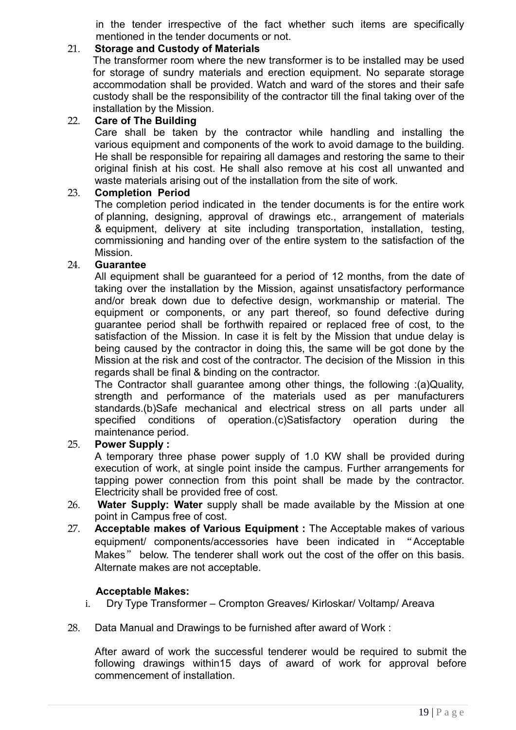in the tender irrespective of the fact whether such items are specifically mentioned in the tender documents or not.

21. **Storage and Custody of Materials**

   The transformer room where the new transformer is to be installed may be used for storage of sundry materials and erection equipment. No separate storage accommodation shall be provided. Watch and ward of the stores and their safe custody shall be the responsibility of the contractor till the final taking over of the installation by the Mission.

22. **Care of The Building**

   Care shall be taken by the contractor while handling and installing the various equipment and components of the work to avoid damage to the building. He shall be responsible for repairing all damages and restoring the same to their original finish at his cost. He shall also remove at his cost all unwanted and waste materials arising out of the installation from the site of work.

23. **Completion Period**

   The completion period indicated in the tender documents is for the entire work of planning, designing, approval of drawings etc., arrangement of materials & equipment, delivery at site including transportation, installation, testing, commissioning and handing over of the entire system to the satisfaction of the Mission.

24. **Guarantee**

   All equipment shall be guaranteed for a period of 12 months, from the date of taking over the installation by the Mission, against unsatisfactory performance and/or break down due to defective design, workmanship or material. The equipment or components, or any part thereof, so found defective during guarantee period shall be forthwith repaired or replaced free of cost, to the satisfaction of the Mission. In case it is felt by the Mission that undue delay is being caused by the contractor in doing this, the same will be got done by the Mission at the risk and cost of the contractor. The decision of the Mission in this regards shall be final & binding on the contractor.

   The Contractor shall guarantee among other things, the following :(a)Quality, strength and performance of the materials used as per manufacturers standards.(b)Safe mechanical and electrical stress on all parts under all specified conditions of operation.(c)Satisfactory operation during the maintenance period.

25. **Power Supply :**

   A temporary three phase power supply of 1.0 KW shall be provided during execution of work, at single point inside the campus. Further arrangements for tapping power connection from this point shall be made by the contractor. Electricity shall be provided free of cost.

26. **Water Supply: Water** supply shall be made available by the Mission at one point in Campus free of cost.

27. **Acceptable makes of Various Equipment :** The Acceptable makes of various equipment/ components/accessories have been indicated in "Acceptable Makes" below. The tenderer shall work out the cost of the offer on this basis. Alternate makes are not acceptable.

   **Acceptable Makes:**

   i. Dry Type Transformer – Crompton Greaves/ Kirloskar/ Voltamp/ Areava

28. Data Manual and Drawings to be furnished after award of Work :

   After award of work the successful tenderer would be required to submit the following drawings within15 days of award of work for approval before commencement of installation.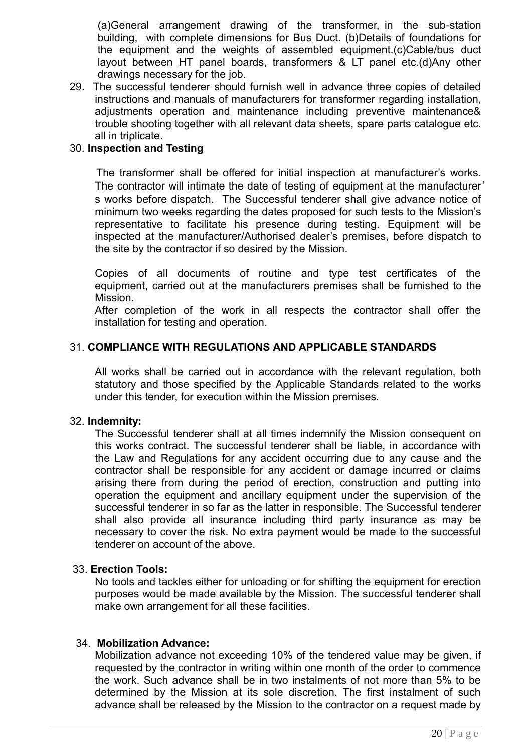(a)General arrangement drawing of the transformer, in the sub-station building, with complete dimensions for Bus Duct. (b)Details of foundations for the equipment and the weights of assembled equipment.(c)Cable/bus duct layout between HT panel boards, transformers & LT panel etc.(d)Any other drawings necessary for the job.

29. The successful tenderer should furnish well in advance three copies of detailed instructions and manuals of manufacturers for transformer regarding installation, adjustments operation and maintenance including preventive maintenance& trouble shooting together with all relevant data sheets, spare parts catalogue etc. all in triplicate.

30. **Inspection and Testing**

The transformer shall be offered for initial inspection at manufacturer's works. The contractor will intimate the date of testing of equipment at the manufacturer's works before dispatch. The Successful tenderer shall give advance notice of minimum two weeks regarding the dates proposed for such tests to the Mission's representative to facilitate his presence during testing. Equipment will be inspected at the manufacturer/Authorised dealer's premises, before dispatch to the site by the contractor if so desired by the Mission.

Copies of all documents of routine and type test certificates of the equipment, carried out at the manufacturers premises shall be furnished to the Mission.

After completion of the work in all respects the contractor shall offer the installation for testing and operation.

31. **COMPLIANCE WITH REGULATIONS AND APPLICABLE STANDARDS**

All works shall be carried out in accordance with the relevant regulation, both statutory and those specified by the Applicable Standards related to the works under this tender, for execution within the Mission premises.

32. **Indemnity:**

The Successful tenderer shall at all times indemnify the Mission consequent on this works contract. The successful tenderer shall be liable, in accordance with the Law and Regulations for any accident occurring due to any cause and the contractor shall be responsible for any accident or damage incurred or claims arising there from during the period of erection, construction and putting into operation the equipment and ancillary equipment under the supervision of the successful tenderer in so far as the latter in responsible. The Successful tenderer shall also provide all insurance including third party insurance as may be necessary to cover the risk. No extra payment would be made to the successful tenderer on account of the above.

33. **Erection Tools:**

No tools and tackles either for unloading or for shifting the equipment for erection purposes would be made available by the Mission. The successful tenderer shall make own arrangement for all these facilities.

34. **Mobilization Advance:**

Mobilization advance not exceeding 10% of the tendered value may be given, if requested by the contractor in writing within one month of the order to commence the work. Such advance shall be in two instalments of not more than 5% to be determined by the Mission at its sole discretion. The first instalment of such advance shall be released by the Mission to the contractor on a request made by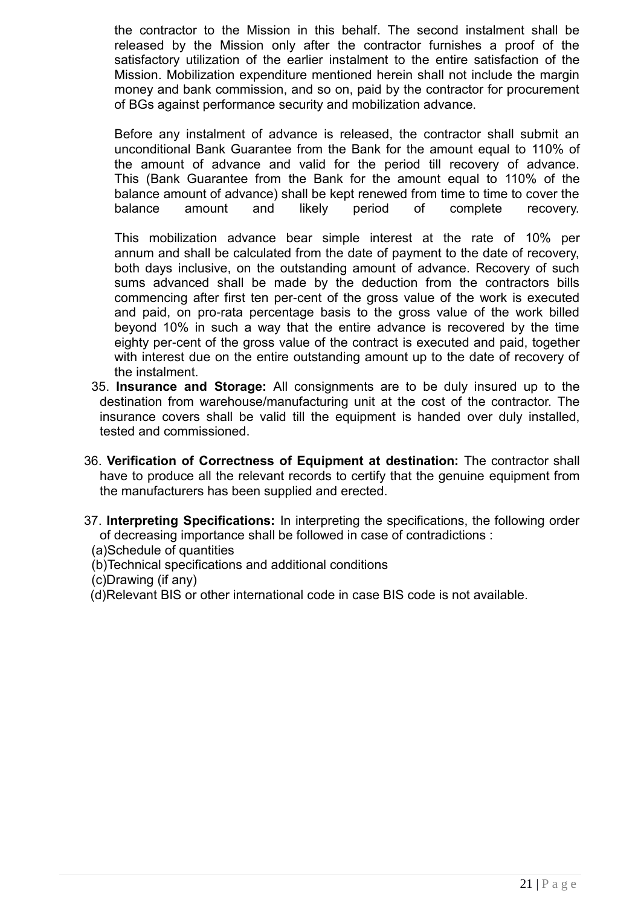the contractor to the Mission in this behalf. The second instalment shall be released by the Mission only after the contractor furnishes a proof of the satisfactory utilization of the earlier instalment to the entire satisfaction of the Mission. Mobilization expenditure mentioned herein shall not include the margin money and bank commission, and so on, paid by the contractor for procurement of BGs against performance security and mobilization advance.

Before any instalment of advance is released, the contractor shall submit an unconditional Bank Guarantee from the Bank for the amount equal to 110% of the amount of advance and valid for the period till recovery of advance. This (Bank Guarantee from the Bank for the amount equal to 110% of the balance amount of advance) shall be kept renewed from time to time to cover the balance amount and likely period of complete recovery.

This mobilization advance bear simple interest at the rate of 10% per annum and shall be calculated from the date of payment to the date of recovery, both days inclusive, on the outstanding amount of advance. Recovery of such sums advanced shall be made by the deduction from the contractors bills commencing after first ten per-cent of the gross value of the work is executed and paid, on pro-rata percentage basis to the gross value of the work billed beyond 10% in such a way that the entire advance is recovered by the time eighty per-cent of the gross value of the contract is executed and paid, together with interest due on the entire outstanding amount up to the date of recovery of the instalment.

35. **Insurance and Storage:** All consignments are to be duly insured up to the destination from warehouse/manufacturing unit at the cost of the contractor. The insurance covers shall be valid till the equipment is handed over duly installed, tested and commissioned.

36. **Verification of Correctness of Equipment at destination:** The contractor shall have to produce all the relevant records to certify that the genuine equipment from the manufacturers has been supplied and erected.

37. **Interpreting Specifications:** In interpreting the specifications, the following order of decreasing importance shall be followed in case of contradictions :

(a)Schedule of quantities

(b)Technical specifications and additional conditions

(c)Drawing (if any)

(d)Relevant BIS or other international code in case BIS code is not available.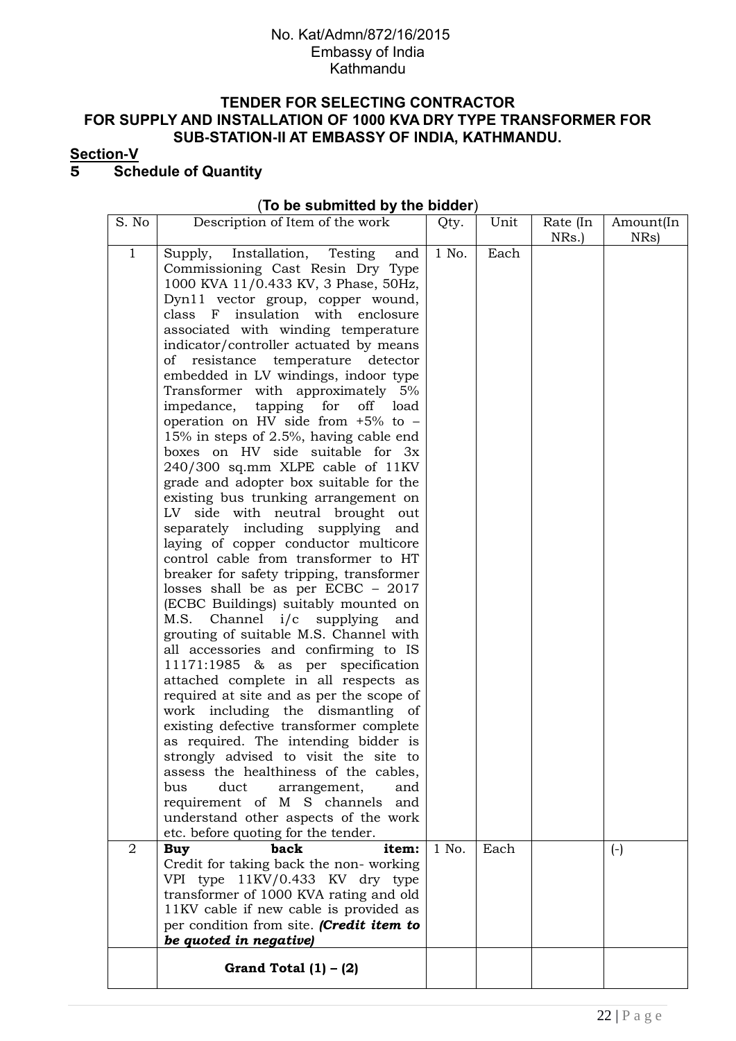No. Kat/Admn/872/16/2015
Embassy of India
Kathmandu

**TENDER FOR SELECTING CONTRACTOR FOR SUPPLY AND INSTALLATION OF 1000 KVA DRY TYPE TRANSFORMER FOR SUB-STATION-II AT EMBASSY OF INDIA, KATHMANDU.**

**Section-V**

## 5 Schedule of Quantity

(**To be submitted by the bidder**)

| S. No | Description of Item of the work | Qty. | Unit | Rate (In NRs.) | Amount(In NRs) |
|---|---|---|---|---|---|
| 1 | Supply, Installation, Testing and Commissioning Cast Resin Dry Type 1000 KVA 11/0.433 KV, 3 Phase, 50Hz, Dyn11 vector group, copper wound, class F insulation with enclosure associated with winding temperature indicator/controller actuated by means of resistance temperature detector embedded in LV windings, indoor type Transformer with approximately 5% impedance, tapping for off load operation on HV side from +5% to – 15% in steps of 2.5%, having cable end boxes on HV side suitable for 3x 240/300 sq.mm XLPE cable of 11KV grade and adopter box suitable for the existing bus trunking arrangement on LV side with neutral brought out separately including supplying and laying of copper conductor multicore control cable from transformer to HT breaker for safety tripping, transformer losses shall be as per ECBC – 2017 (ECBC Buildings) suitably mounted on M.S. Channel i/c supplying and grouting of suitable M.S. Channel with all accessories and confirming to IS 11171:1985 & as per specification attached complete in all respects as required at site and as per the scope of work including the dismantling of existing defective transformer complete as required. The intending bidder is strongly advised to visit the site to assess the healthiness of the cables, bus duct arrangement, and requirement of M S channels and understand other aspects of the work etc. before quoting for the tender. | 1 No. | Each | | |
| 2 | **Buy back item:** Credit for taking back the non- working VPI type 11KV/0.433 KV dry type transformer of 1000 KVA rating and old 11KV cable if new cable is provided as per condition from site. ***(Credit item to be quoted in negative)*** | 1 No. | Each | | (-) |
| | **Grand Total (1) – (2)** | | | | |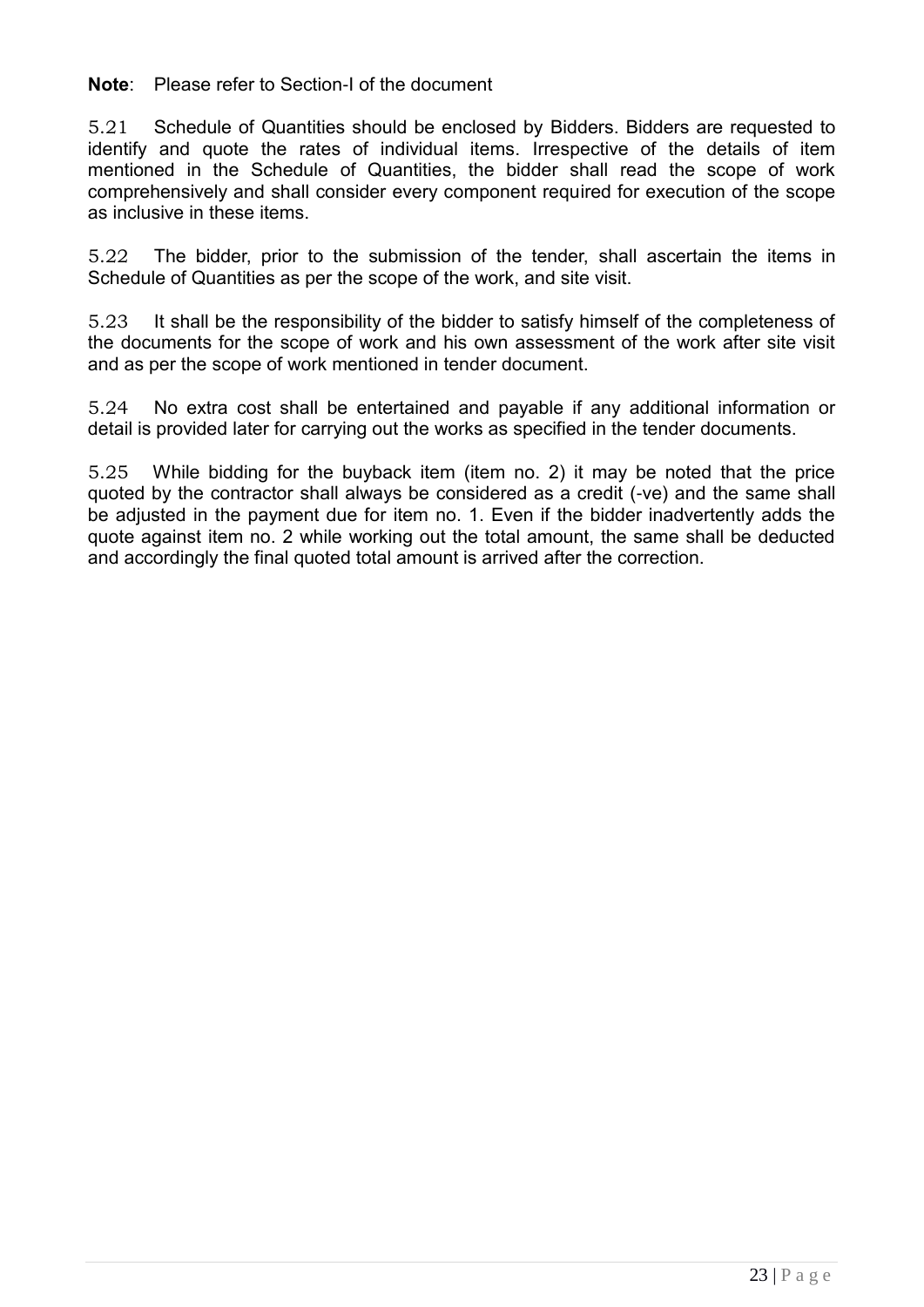**Note**: Please refer to Section-I of the document

5.21 Schedule of Quantities should be enclosed by Bidders. Bidders are requested to identify and quote the rates of individual items. Irrespective of the details of item mentioned in the Schedule of Quantities, the bidder shall read the scope of work comprehensively and shall consider every component required for execution of the scope as inclusive in these items.

5.22 The bidder, prior to the submission of the tender, shall ascertain the items in Schedule of Quantities as per the scope of the work, and site visit.

5.23 It shall be the responsibility of the bidder to satisfy himself of the completeness of the documents for the scope of work and his own assessment of the work after site visit and as per the scope of work mentioned in tender document.

5.24 No extra cost shall be entertained and payable if any additional information or detail is provided later for carrying out the works as specified in the tender documents.

5.25 While bidding for the buyback item (item no. 2) it may be noted that the price quoted by the contractor shall always be considered as a credit (-ve) and the same shall be adjusted in the payment due for item no. 1. Even if the bidder inadvertently adds the quote against item no. 2 while working out the total amount, the same shall be deducted and accordingly the final quoted total amount is arrived after the correction.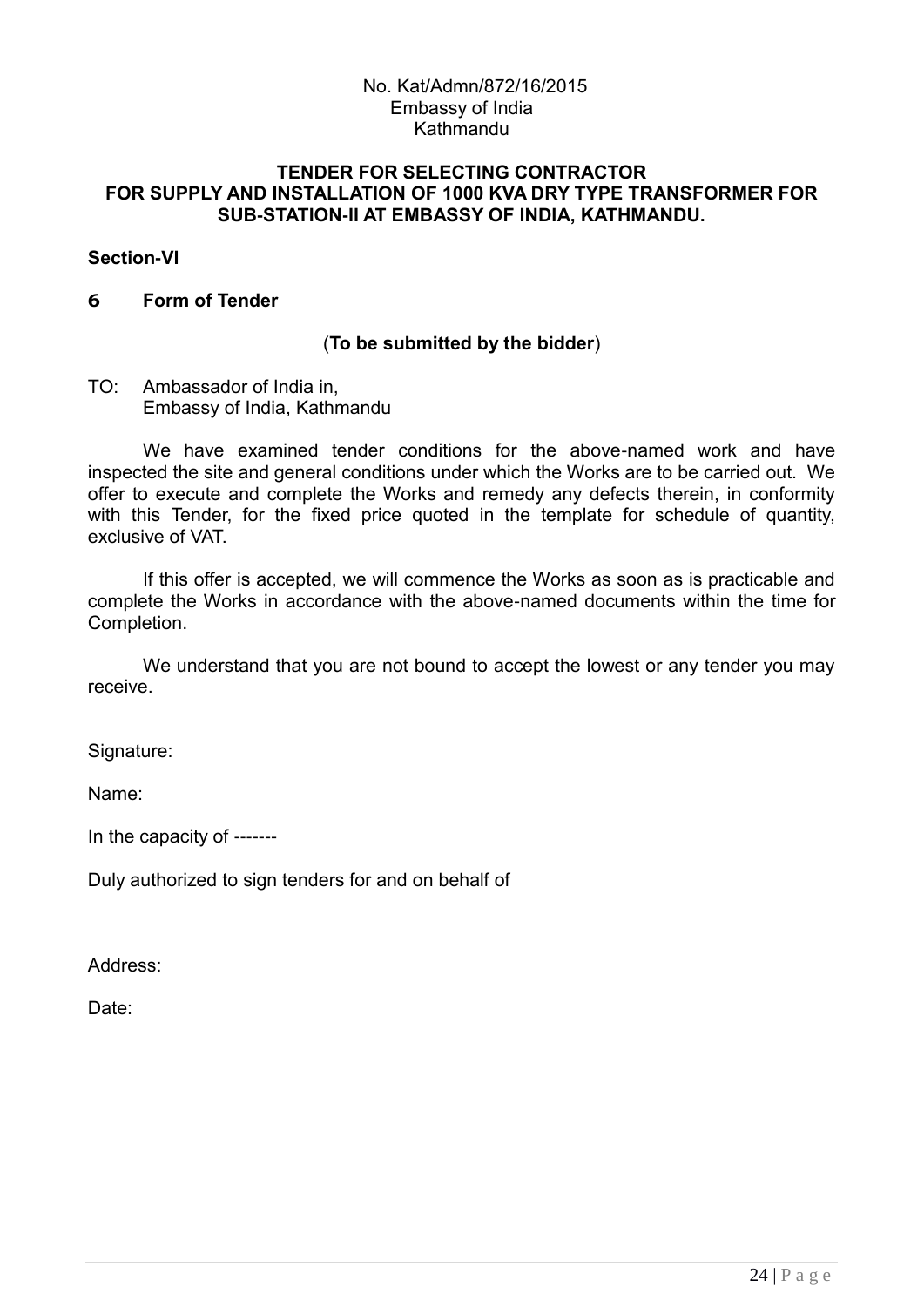No. Kat/Admn/872/16/2015
Embassy of India
Kathmandu

**TENDER FOR SELECTING CONTRACTOR FOR SUPPLY AND INSTALLATION OF 1000 KVA DRY TYPE TRANSFORMER FOR SUB-STATION-II AT EMBASSY OF INDIA, KATHMANDU.**

**Section-VI**

## 6 Form of Tender

(**To be submitted by the bidder**)

TO: Ambassador of India in,
Embassy of India, Kathmandu

We have examined tender conditions for the above-named work and have inspected the site and general conditions under which the Works are to be carried out. We offer to execute and complete the Works and remedy any defects therein, in conformity with this Tender, for the fixed price quoted in the template for schedule of quantity, exclusive of VAT.

If this offer is accepted, we will commence the Works as soon as is practicable and complete the Works in accordance with the above-named documents within the time for Completion.

We understand that you are not bound to accept the lowest or any tender you may receive.

Signature:

Name:

In the capacity of -------

Duly authorized to sign tenders for and on behalf of

Address:

Date: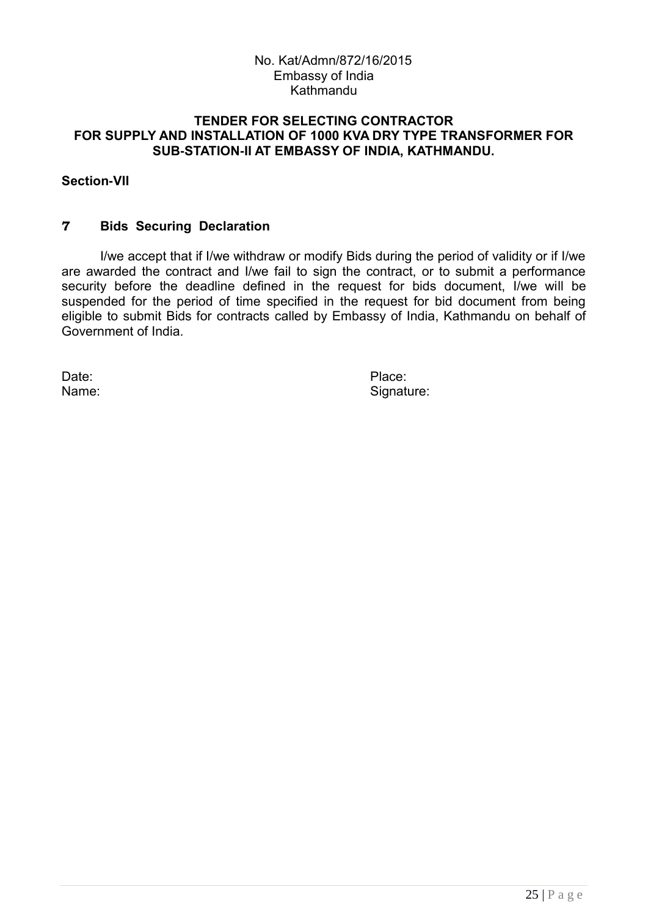No. Kat/Admn/872/16/2015
Embassy of India
Kathmandu

**TENDER FOR SELECTING CONTRACTOR FOR SUPPLY AND INSTALLATION OF 1000 KVA DRY TYPE TRANSFORMER FOR SUB-STATION-II AT EMBASSY OF INDIA, KATHMANDU.**

**Section-VII**

## 7 Bids Securing Declaration

I/we accept that if I/we withdraw or modify Bids during the period of validity or if I/we are awarded the contract and I/we fail to sign the contract, or to submit a performance security before the deadline defined in the request for bids document, I/we will be suspended for the period of time specified in the request for bid document from being eligible to submit Bids for contracts called by Embassy of India, Kathmandu on behalf of Government of India.

Date: Place:
Name: Signature: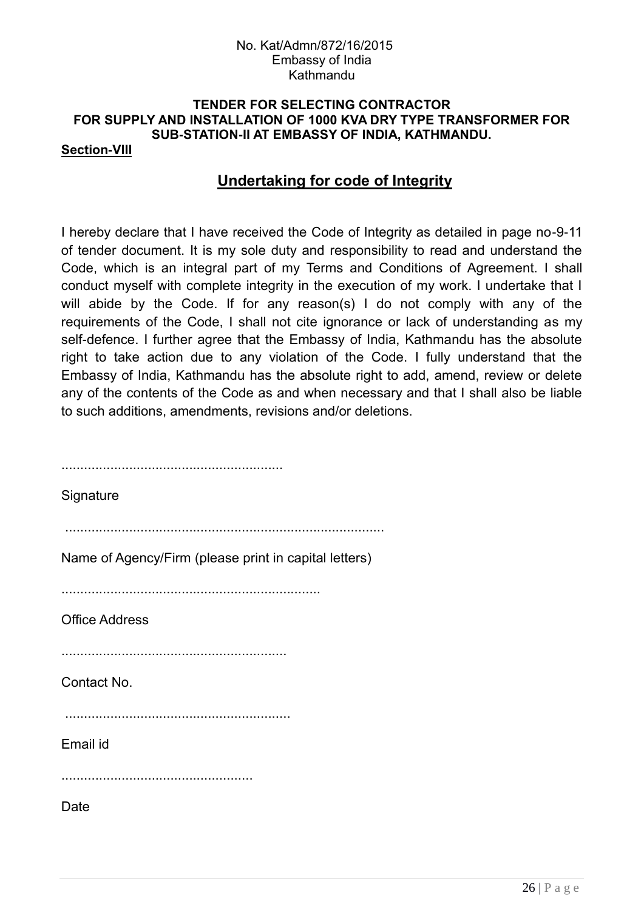No. Kat/Admn/872/16/2015
Embassy of India
Kathmandu

**TENDER FOR SELECTING CONTRACTOR FOR SUPPLY AND INSTALLATION OF 1000 KVA DRY TYPE TRANSFORMER FOR SUB-STATION-II AT EMBASSY OF INDIA, KATHMANDU.**

**Section-VIII**

## Undertaking for code of Integrity

I hereby declare that I have received the Code of Integrity as detailed in page no-9-11 of tender document. It is my sole duty and responsibility to read and understand the Code, which is an integral part of my Terms and Conditions of Agreement. I shall conduct myself with complete integrity in the execution of my work. I undertake that I will abide by the Code. If for any reason(s) I do not comply with any of the requirements of the Code, I shall not cite ignorance or lack of understanding as my self-defence. I further agree that the Embassy of India, Kathmandu has the absolute right to take action due to any violation of the Code. I fully understand that the Embassy of India, Kathmandu has the absolute right to add, amend, review or delete any of the contents of the Code as and when necessary and that I shall also be liable to such additions, amendments, revisions and/or deletions.

..........................................................

Signature

....................................................................................

Name of Agency/Firm (please print in capital letters)

....................................................................

Office Address

...........................................................

Contact No.

...........................................................

Email id

..................................................

Date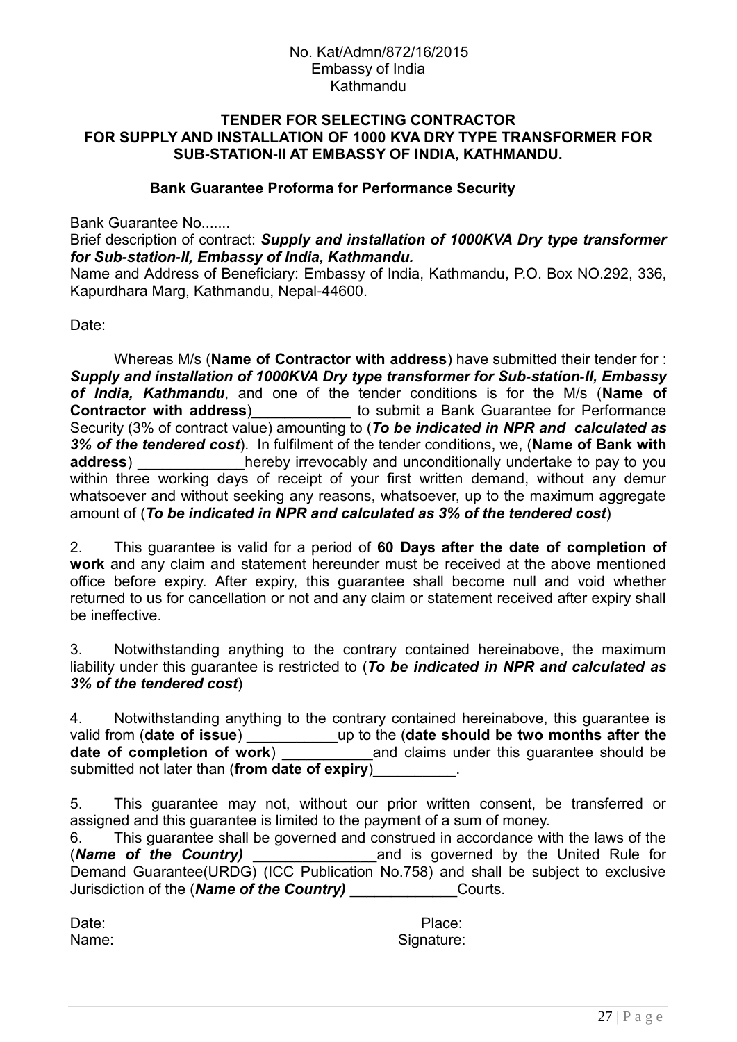No. Kat/Admn/872/16/2015
Embassy of India
Kathmandu

**TENDER FOR SELECTING CONTRACTOR FOR SUPPLY AND INSTALLATION OF 1000 KVA DRY TYPE TRANSFORMER FOR SUB-STATION-II AT EMBASSY OF INDIA, KATHMANDU.**

**Bank Guarantee Proforma for Performance Security**

Bank Guarantee No.......

Brief description of contract: ***Supply and installation of 1000KVA Dry type transformer for Sub-station-II, Embassy of India, Kathmandu.***

Name and Address of Beneficiary: Embassy of India, Kathmandu, P.O. Box NO.292, 336, Kapurdhara Marg, Kathmandu, Nepal-44600.

Date:

Whereas M/s (**Name of Contractor with address**) have submitted their tender for : ***Supply and installation of 1000KVA Dry type transformer for Sub-station-II, Embassy of India, Kathmandu***, and one of the tender conditions is for the M/s (**Name of Contractor with address**)____________ to submit a Bank Guarantee for Performance Security (3% of contract value) amounting to (***To be indicated in NPR and calculated as 3% of the tendered cost***). In fulfilment of the tender conditions, we, (**Name of Bank with address**) _____________hereby irrevocably and unconditionally undertake to pay to you within three working days of receipt of your first written demand, without any demur whatsoever and without seeking any reasons, whatsoever, up to the maximum aggregate amount of (***To be indicated in NPR and calculated as 3% of the tendered cost***)

2. This guarantee is valid for a period of **60 Days after the date of completion of work** and any claim and statement hereunder must be received at the above mentioned office before expiry. After expiry, this guarantee shall become null and void whether returned to us for cancellation or not and any claim or statement received after expiry shall be ineffective.

3. Notwithstanding anything to the contrary contained hereinabove, the maximum liability under this guarantee is restricted to (***To be indicated in NPR and calculated as 3% of the tendered cost***)

4. Notwithstanding anything to the contrary contained hereinabove, this guarantee is valid from (**date of issue**) ___________up to the (**date should be two months after the date of completion of work**) ___________and claims under this guarantee should be submitted not later than (**from date of expiry**)__________.

5. This guarantee may not, without our prior written consent, be transferred or assigned and this guarantee is limited to the payment of a sum of money.

6. This guarantee shall be governed and construed in accordance with the laws of the (***Name of the Country)*** _______________and is governed by the United Rule for Demand Guarantee(URDG) (ICC Publication No.758) and shall be subject to exclusive Jurisdiction of the (***Name of the Country)*** _____________Courts.

Date: Place:

Name: Signature: